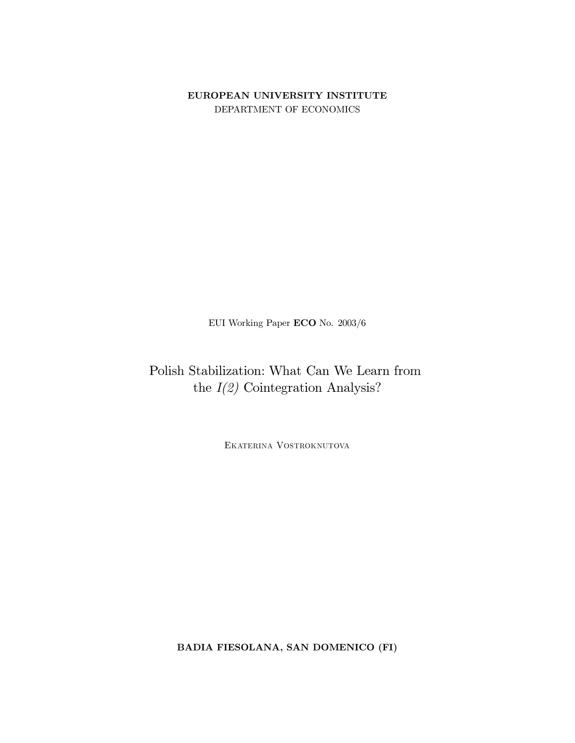**EUROPEAN UNIVERSITY INSTITUTE**

DEPARTMENT OF ECONOMICS

EUI Working Paper **ECO** No. 2003/6

# Polish Stabilization: What Can We Learn from the *I(2)* Cointegration Analysis?

Ekaterina Vostroknutova

**BADIA FIESOLANA, SAN DOMENICO (FI)**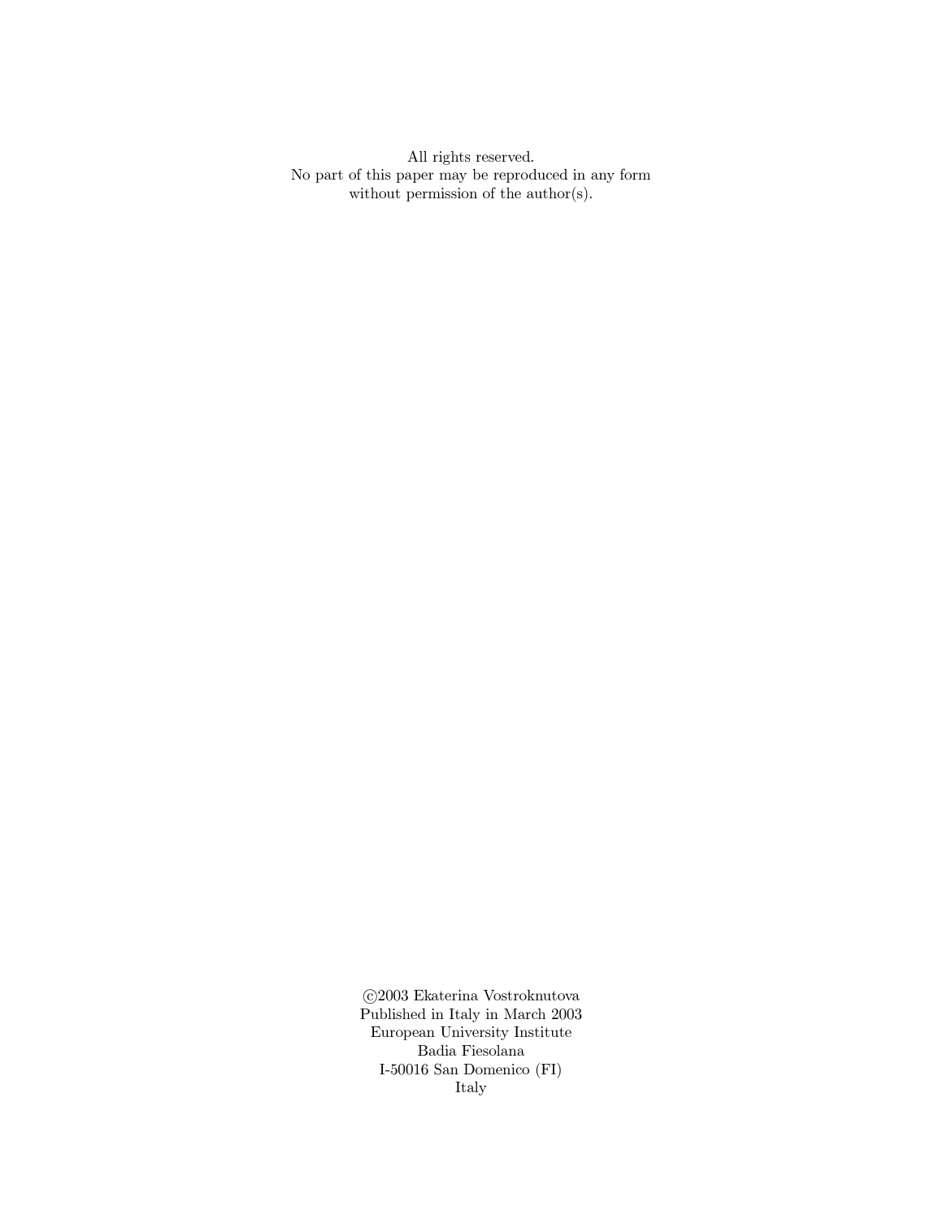All rights reserved.
No part of this paper may be reproduced in any form
without permission of the author(s).

©2003 Ekaterina Vostroknutova
Published in Italy in March 2003
European University Institute
Badia Fiesolana
I-50016 San Domenico (FI)
Italy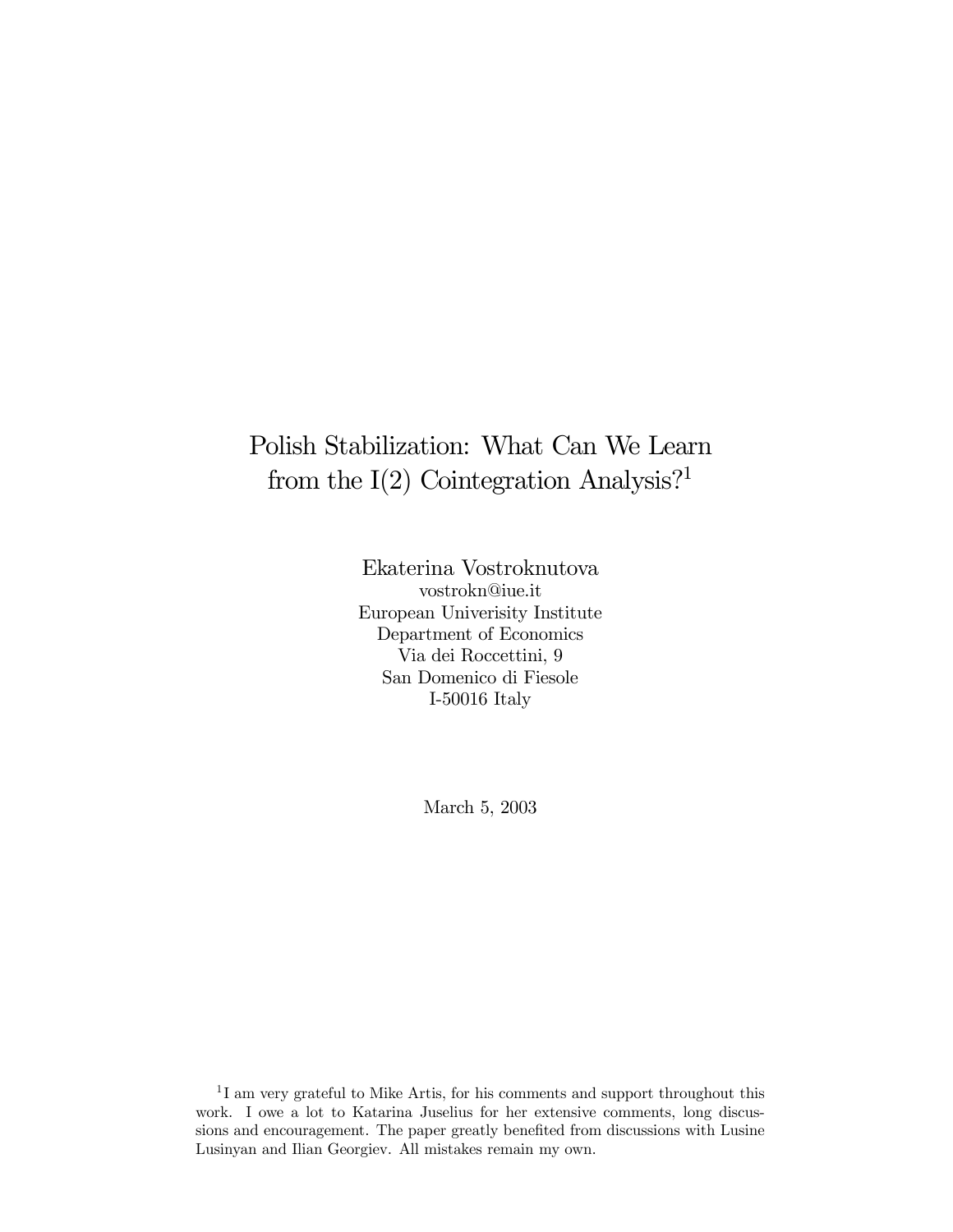# Polish Stabilization: What Can We Learn from the I(2) Cointegration Analysis?[1]

Ekaterina Vostroknutova  
vostrokn@iue.it  
European Univerisity Institute  
Department of Economics  
Via dei Roccettini, 9  
San Domenico di Fiesole  
I-50016 Italy

March 5, 2003

[1]I am very grateful to Mike Artis, for his comments and support throughout this work. I owe a lot to Katarina Juselius for her extensive comments, long discussions and encouragement. The paper greatly benefited from discussions with Lusine Lusinyan and Ilian Georgiev. All mistakes remain my own.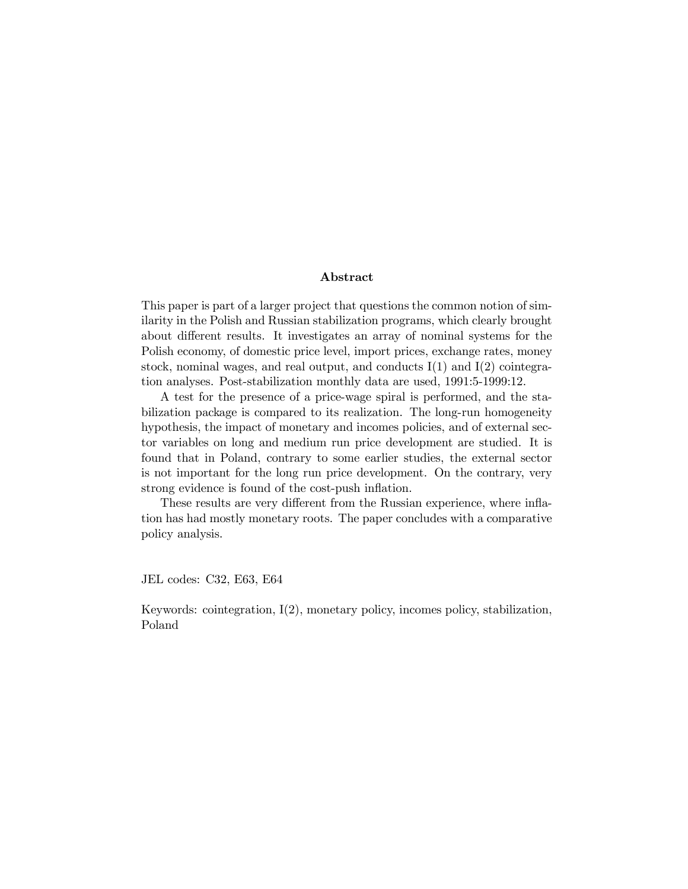## Abstract

This paper is part of a larger project that questions the common notion of similarity in the Polish and Russian stabilization programs, which clearly brought about different results. It investigates an array of nominal systems for the Polish economy, of domestic price level, import prices, exchange rates, money stock, nominal wages, and real output, and conducts I(1) and I(2) cointegration analyses. Post-stabilization monthly data are used, 1991:5-1999:12.

A test for the presence of a price-wage spiral is performed, and the stabilization package is compared to its realization. The long-run homogeneity hypothesis, the impact of monetary and incomes policies, and of external sector variables on long and medium run price development are studied. It is found that in Poland, contrary to some earlier studies, the external sector is not important for the long run price development. On the contrary, very strong evidence is found of the cost-push inflation.

These results are very different from the Russian experience, where inflation has had mostly monetary roots. The paper concludes with a comparative policy analysis.

JEL codes: C32, E63, E64

Keywords: cointegration, I(2), monetary policy, incomes policy, stabilization, Poland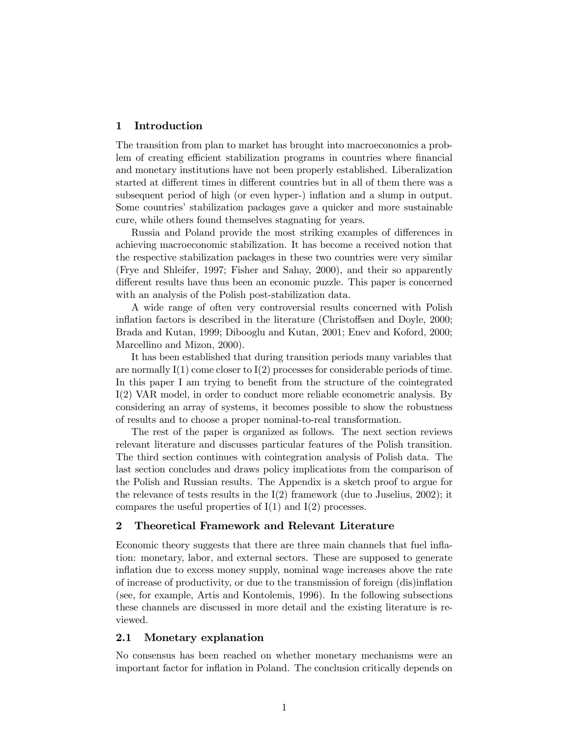## 1 Introduction

The transition from plan to market has brought into macroeconomics a problem of creating efficient stabilization programs in countries where financial and monetary institutions have not been properly established. Liberalization started at different times in different countries but in all of them there was a subsequent period of high (or even hyper-) inflation and a slump in output. Some countries' stabilization packages gave a quicker and more sustainable cure, while others found themselves stagnating for years.

Russia and Poland provide the most striking examples of differences in achieving macroeconomic stabilization. It has become a received notion that the respective stabilization packages in these two countries were very similar (Frye and Shleifer, 1997; Fisher and Sahay, 2000), and their so apparently different results have thus been an economic puzzle. This paper is concerned with an analysis of the Polish post-stabilization data.

A wide range of often very controversial results concerned with Polish inflation factors is described in the literature (Christoffsen and Doyle, 2000; Brada and Kutan, 1999; Dibooglu and Kutan, 2001; Enev and Koford, 2000; Marcellino and Mizon, 2000).

It has been established that during transition periods many variables that are normally I(1) come closer to I(2) processes for considerable periods of time. In this paper I am trying to benefit from the structure of the cointegrated I(2) VAR model, in order to conduct more reliable econometric analysis. By considering an array of systems, it becomes possible to show the robustness of results and to choose a proper nominal-to-real transformation.

The rest of the paper is organized as follows. The next section reviews relevant literature and discusses particular features of the Polish transition. The third section continues with cointegration analysis of Polish data. The last section concludes and draws policy implications from the comparison of the Polish and Russian results. The Appendix is a sketch proof to argue for the relevance of tests results in the I(2) framework (due to Juselius, 2002); it compares the useful properties of I(1) and I(2) processes.

## 2 Theoretical Framework and Relevant Literature

Economic theory suggests that there are three main channels that fuel inflation: monetary, labor, and external sectors. These are supposed to generate inflation due to excess money supply, nominal wage increases above the rate of increase of productivity, or due to the transmission of foreign (dis)inflation (see, for example, Artis and Kontolemis, 1996). In the following subsections these channels are discussed in more detail and the existing literature is reviewed.

### 2.1 Monetary explanation

No consensus has been reached on whether monetary mechanisms were an important factor for inflation in Poland. The conclusion critically depends on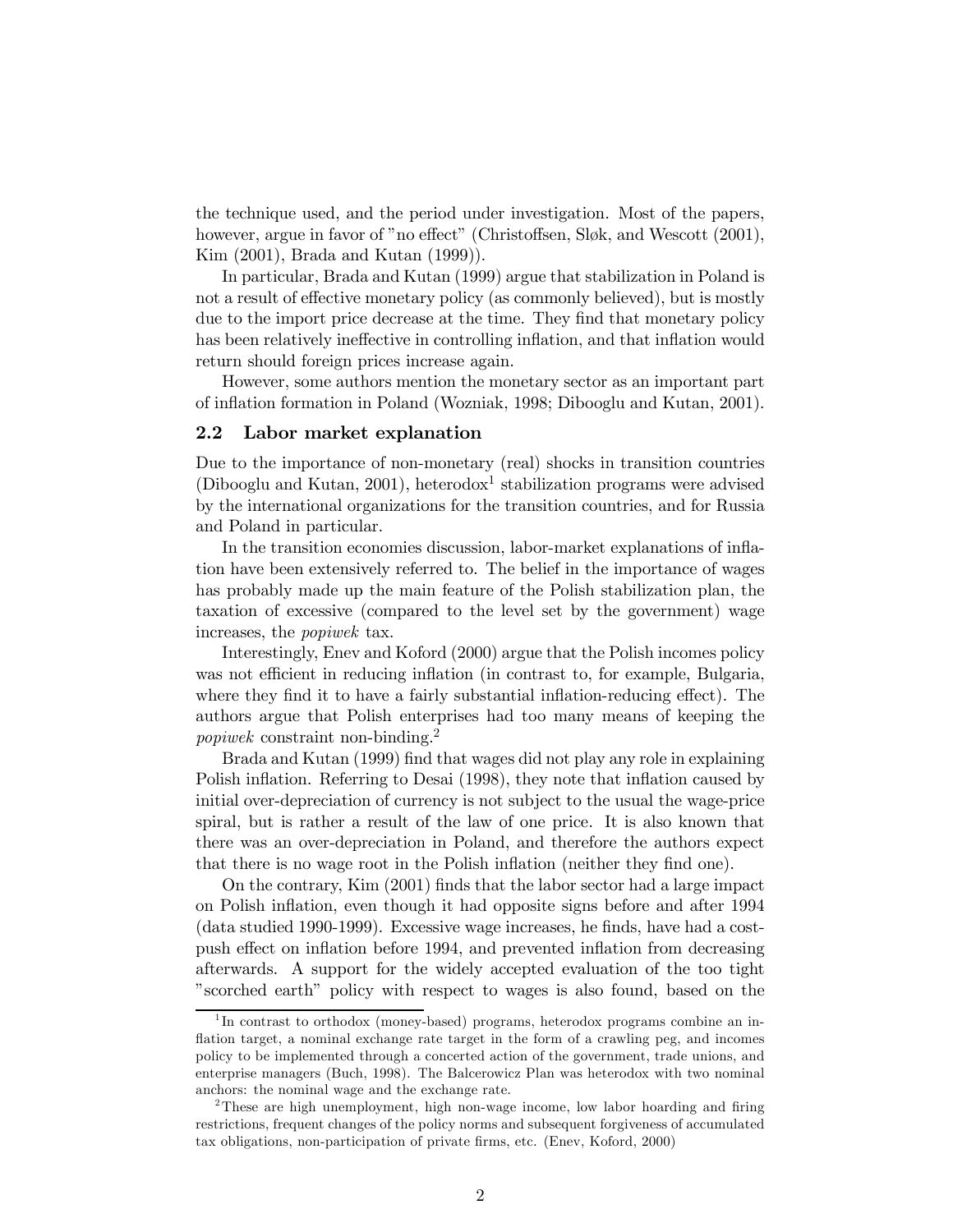the technique used, and the period under investigation. Most of the papers, however, argue in favor of "no effect" (Christoffsen, Sløk, and Wescott (2001), Kim (2001), Brada and Kutan (1999)).

In particular, Brada and Kutan (1999) argue that stabilization in Poland is not a result of effective monetary policy (as commonly believed), but is mostly due to the import price decrease at the time. They find that monetary policy has been relatively ineffective in controlling inflation, and that inflation would return should foreign prices increase again.

However, some authors mention the monetary sector as an important part of inflation formation in Poland (Wozniak, 1998; Dibooglu and Kutan, 2001).

## 2.2 Labor market explanation

Due to the importance of non-monetary (real) shocks in transition countries (Dibooglu and Kutan, 2001), heterodox[1] stabilization programs were advised by the international organizations for the transition countries, and for Russia and Poland in particular.

In the transition economies discussion, labor-market explanations of inflation have been extensively referred to. The belief in the importance of wages has probably made up the main feature of the Polish stabilization plan, the taxation of excessive (compared to the level set by the government) wage increases, the *popiwek* tax.

Interestingly, Enev and Koford (2000) argue that the Polish incomes policy was not efficient in reducing inflation (in contrast to, for example, Bulgaria, where they find it to have a fairly substantial inflation-reducing effect). The authors argue that Polish enterprises had too many means of keeping the *popiwek* constraint non-binding.[2]

Brada and Kutan (1999) find that wages did not play any role in explaining Polish inflation. Referring to Desai (1998), they note that inflation caused by initial over-depreciation of currency is not subject to the usual the wage-price spiral, but is rather a result of the law of one price. It is also known that there was an over-depreciation in Poland, and therefore the authors expect that there is no wage root in the Polish inflation (neither they find one).

On the contrary, Kim (2001) finds that the labor sector had a large impact on Polish inflation, even though it had opposite signs before and after 1994 (data studied 1990-1999). Excessive wage increases, he finds, have had a cost-push effect on inflation before 1994, and prevented inflation from decreasing afterwards. A support for the widely accepted evaluation of the too tight "scorched earth" policy with respect to wages is also found, based on the

[1] In contrast to orthodox (money-based) programs, heterodox programs combine an inflation target, a nominal exchange rate target in the form of a crawling peg, and incomes policy to be implemented through a concerted action of the government, trade unions, and enterprise managers (Buch, 1998). The Balcerowicz Plan was heterodox with two nominal anchors: the nominal wage and the exchange rate.

[2] These are high unemployment, high non-wage income, low labor hoarding and firing restrictions, frequent changes of the policy norms and subsequent forgiveness of accumulated tax obligations, non-participation of private firms, etc. (Enev, Koford, 2000)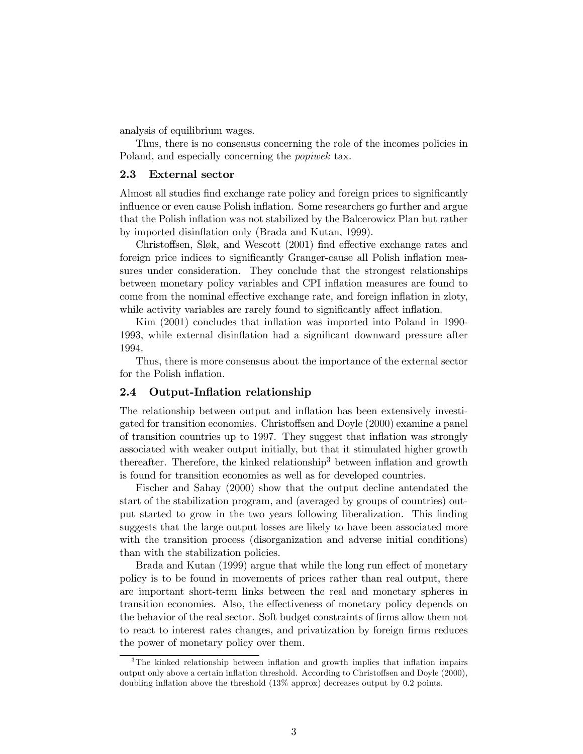analysis of equilibrium wages.

Thus, there is no consensus concerning the role of the incomes policies in Poland, and especially concerning the *popiwek* tax.

### 2.3 External sector

Almost all studies find exchange rate policy and foreign prices to significantly influence or even cause Polish inflation. Some researchers go further and argue that the Polish inflation was not stabilized by the Balcerowicz Plan but rather by imported disinflation only (Brada and Kutan, 1999).

Christoffsen, Sløk, and Wescott (2001) find effective exchange rates and foreign price indices to significantly Granger-cause all Polish inflation measures under consideration. They conclude that the strongest relationships between monetary policy variables and CPI inflation measures are found to come from the nominal effective exchange rate, and foreign inflation in zloty, while activity variables are rarely found to significantly affect inflation.

Kim (2001) concludes that inflation was imported into Poland in 1990-1993, while external disinflation had a significant downward pressure after 1994.

Thus, there is more consensus about the importance of the external sector for the Polish inflation.

### 2.4 Output-Inflation relationship

The relationship between output and inflation has been extensively investigated for transition economies. Christoffsen and Doyle (2000) examine a panel of transition countries up to 1997. They suggest that inflation was strongly associated with weaker output initially, but that it stimulated higher growth thereafter. Therefore, the kinked relationship[3] between inflation and growth is found for transition economies as well as for developed countries.

Fischer and Sahay (2000) show that the output decline antendated the start of the stabilization program, and (averaged by groups of countries) output started to grow in the two years following liberalization. This finding suggests that the large output losses are likely to have been associated more with the transition process (disorganization and adverse initial conditions) than with the stabilization policies.

Brada and Kutan (1999) argue that while the long run effect of monetary policy is to be found in movements of prices rather than real output, there are important short-term links between the real and monetary spheres in transition economies. Also, the effectiveness of monetary policy depends on the behavior of the real sector. Soft budget constraints of firms allow them not to react to interest rates changes, and privatization by foreign firms reduces the power of monetary policy over them.

[3] The kinked relationship between inflation and growth implies that inflation impairs output only above a certain inflation threshold. According to Christoffsen and Doyle (2000), doubling inflation above the threshold (13% approx) decreases output by 0.2 points.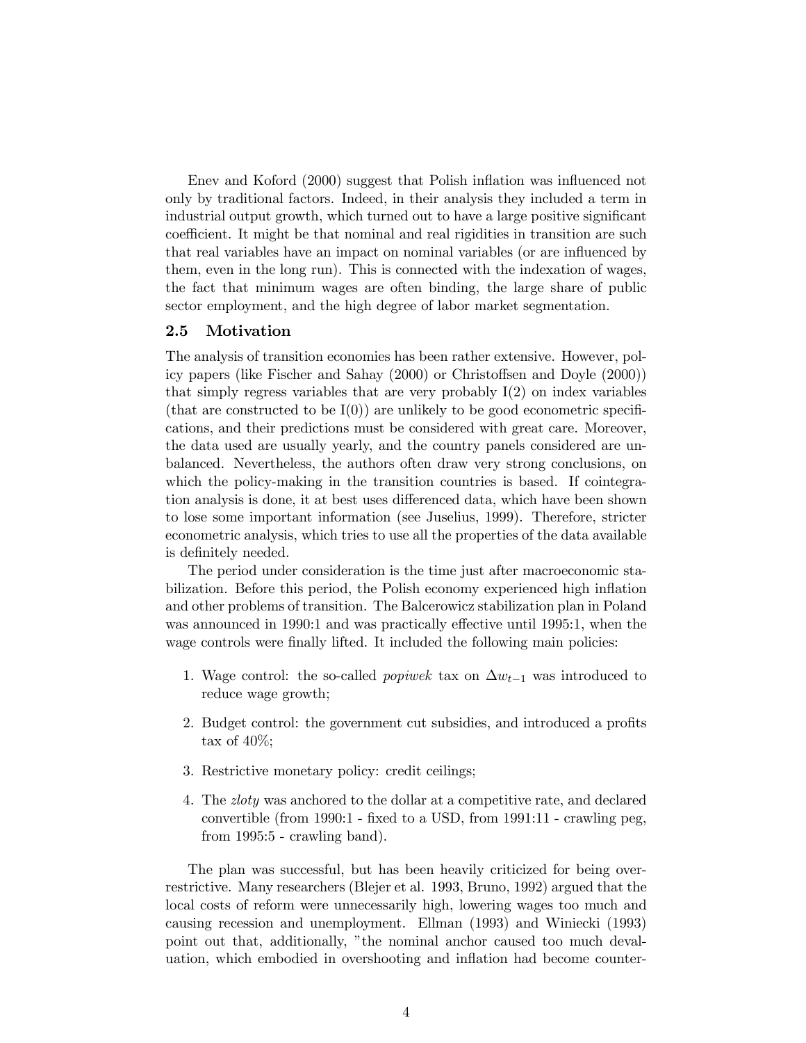Enev and Koford (2000) suggest that Polish inflation was influenced not only by traditional factors. Indeed, in their analysis they included a term in industrial output growth, which turned out to have a large positive significant coefficient. It might be that nominal and real rigidities in transition are such that real variables have an impact on nominal variables (or are influenced by them, even in the long run). This is connected with the indexation of wages, the fact that minimum wages are often binding, the large share of public sector employment, and the high degree of labor market segmentation.

### 2.5 Motivation

The analysis of transition economies has been rather extensive. However, policy papers (like Fischer and Sahay (2000) or Christoffsen and Doyle (2000)) that simply regress variables that are very probably I(2) on index variables (that are constructed to be I(0)) are unlikely to be good econometric specifications, and their predictions must be considered with great care. Moreover, the data used are usually yearly, and the country panels considered are unbalanced. Nevertheless, the authors often draw very strong conclusions, on which the policy-making in the transition countries is based. If cointegration analysis is done, it at best uses differenced data, which have been shown to lose some important information (see Juselius, 1999). Therefore, stricter econometric analysis, which tries to use all the properties of the data available is definitely needed.

The period under consideration is the time just after macroeconomic stabilization. Before this period, the Polish economy experienced high inflation and other problems of transition. The Balcerowicz stabilization plan in Poland was announced in 1990:1 and was practically effective until 1995:1, when the wage controls were finally lifted. It included the following main policies:

1. Wage control: the so-called *popiwek* tax on $\Delta w_{t-1}$ was introduced to reduce wage growth;
2. Budget control: the government cut subsidies, and introduced a profits tax of 40%;
3. Restrictive monetary policy: credit ceilings;
4. The *zloty* was anchored to the dollar at a competitive rate, and declared convertible (from 1990:1 - fixed to a USD, from 1991:11 - crawling peg, from 1995:5 - crawling band).

The plan was successful, but has been heavily criticized for being over-restrictive. Many researchers (Blejer et al. 1993, Bruno, 1992) argued that the local costs of reform were unnecessarily high, lowering wages too much and causing recession and unemployment. Ellman (1993) and Winiecki (1993) point out that, additionally, "the nominal anchor caused too much devaluation, which embodied in overshooting and inflation had become counter-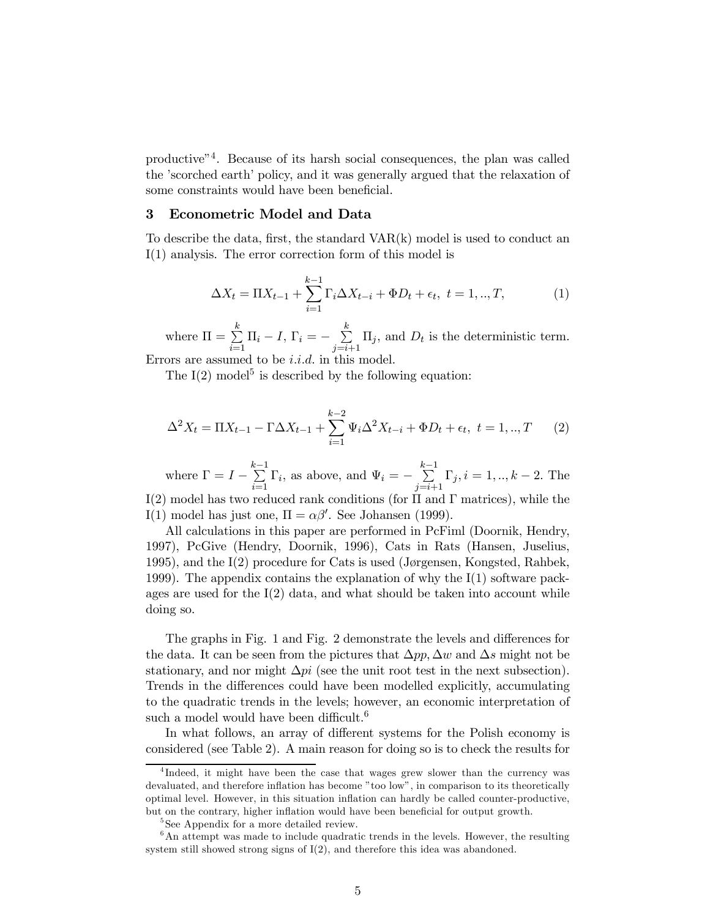productive"[4]. Because of its harsh social consequences, the plan was called the 'scorched earth' policy, and it was generally argued that the relaxation of some constraints would have been beneficial.

## 3 Econometric Model and Data

To describe the data, first, the standard VAR(k) model is used to conduct an I(1) analysis. The error correction form of this model is

$$\Delta X_t = \Pi X_{t-1} + \sum_{i=1}^{k-1} \Gamma_i \Delta X_{t-i} + \Phi D_t + \epsilon_t, \; t = 1, .., T, \tag{1}$$

where $\Pi = \sum_{i=1}^{k} \Pi_i - I$, $\Gamma_i = -\sum_{j=i+1}^{k} \Pi_j$, and $D_t$ is the deterministic term. Errors are assumed to be *i.i.d.* in this model.

The I(2) model[5] is described by the following equation:

$$\Delta^2 X_t = \Pi X_{t-1} - \Gamma \Delta X_{t-1} + \sum_{i=1}^{k-2} \Psi_i \Delta^2 X_{t-i} + \Phi D_t + \epsilon_t, \; t = 1, .., T \tag{2}$$

where $\Gamma = I - \sum_{i=1}^{k-1} \Gamma_i$, as above, and $\Psi_i = -\sum_{j=i+1}^{k-1} \Gamma_j, i = 1, .., k-2$. The I(2) model has two reduced rank conditions (for $\Pi$ and $\Gamma$ matrices), while the I(1) model has just one, $\Pi = \alpha\beta'$. See Johansen (1999).

All calculations in this paper are performed in PcFiml (Doornik, Hendry, 1997), PcGive (Hendry, Doornik, 1996), Cats in Rats (Hansen, Juselius, 1995), and the I(2) procedure for Cats is used (Jørgensen, Kongsted, Rahbek, 1999). The appendix contains the explanation of why the I(1) software packages are used for the I(2) data, and what should be taken into account while doing so.

The graphs in Fig. 1 and Fig. 2 demonstrate the levels and differences for the data. It can be seen from the pictures that $\Delta pp, \Delta w$ and $\Delta s$ might not be stationary, and nor might $\Delta pi$ (see the unit root test in the next subsection). Trends in the differences could have been modelled explicitly, accumulating to the quadratic trends in the levels; however, an economic interpretation of such a model would have been difficult.[6]

In what follows, an array of different systems for the Polish economy is considered (see Table 2). A main reason for doing so is to check the results for

---

[4] Indeed, it might have been the case that wages grew slower than the currency was devaluated, and therefore inflation has become "too low", in comparison to its theoretically optimal level. However, in this situation inflation can hardly be called counter-productive, but on the contrary, higher inflation would have been beneficial for output growth.

[5] See Appendix for a more detailed review.

[6] An attempt was made to include quadratic trends in the levels. However, the resulting system still showed strong signs of I(2), and therefore this idea was abandoned.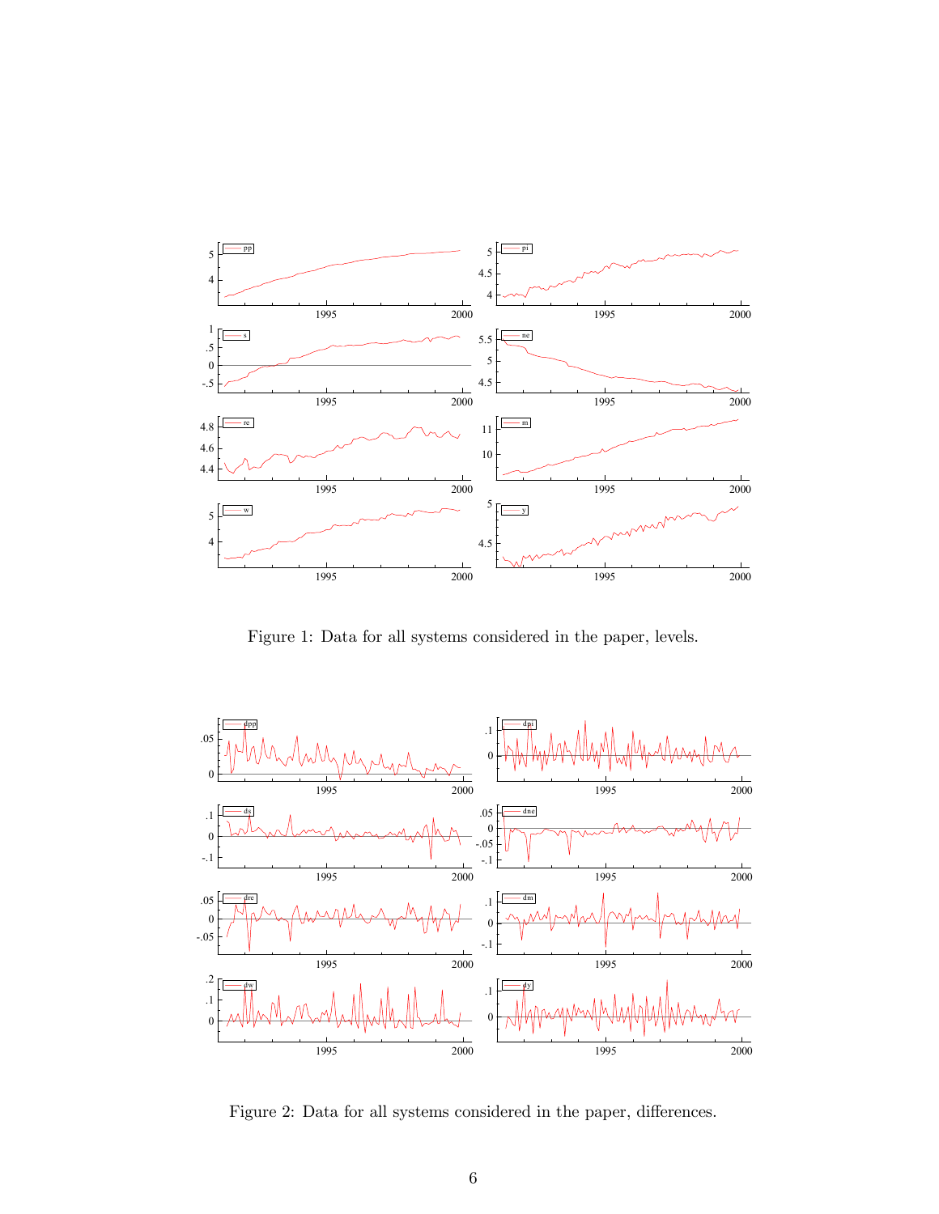Figure 1: Data for all systems considered in the paper, levels.

Figure 2: Data for all systems considered in the paper, differences.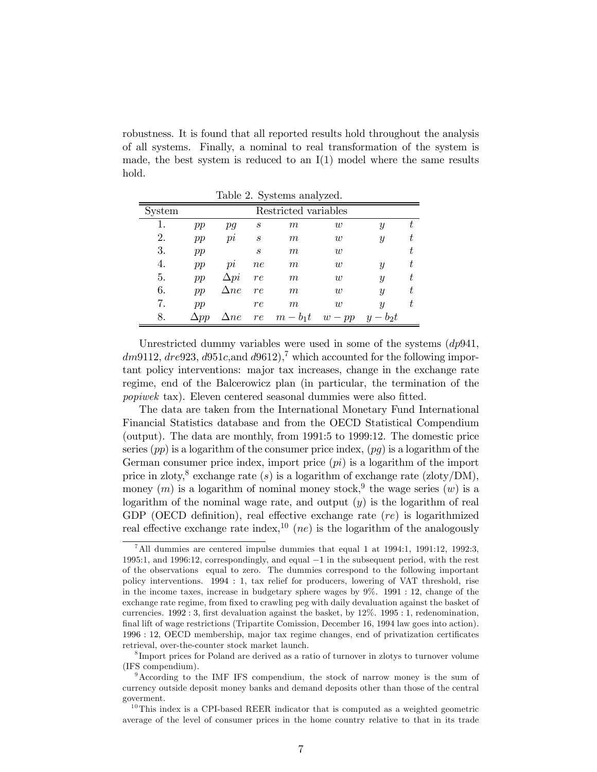robustness. It is found that all reported results hold throughout the analysis of all systems. Finally, a nominal to real transformation of the system is made, the best system is reduced to an I(1) model where the same results hold.

Table 2. Systems analyzed.

| System | Restricted variables | | | | | | |
|---|---|---|---|---|---|---|---|
| 1. | $pp$ | $pg$ | $s$ | $m$ | $w$ | $y$ | $t$ |
| 2. | $pp$ | $pi$ | $s$ | $m$ | $w$ | $y$ | $t$ |
| 3. | $pp$ | | $s$ | $m$ | $w$ | | $t$ |
| 4. | $pp$ | $pi$ | $ne$ | $m$ | $w$ | $y$ | $t$ |
| 5. | $pp$ | $\Delta pi$ | $re$ | $m$ | $w$ | $y$ | $t$ |
| 6. | $pp$ | $\Delta ne$ | $re$ | $m$ | $w$ | $y$ | $t$ |
| 7. | $pp$ | | $re$ | $m$ | $w$ | $y$ | $t$ |
| 8. | $\Delta pp$ | $\Delta ne$ | $re$ | $m - b_1 t$ | $w - pp$ | $y - b_2 t$ | |

Unrestricted dummy variables were used in some of the systems ($dp941$, $dm9112$, $dre923$, $d951c$,and $d9612$),[7] which accounted for the following important policy interventions: major tax increases, change in the exchange rate regime, end of the Balcerowicz plan (in particular, the termination of the *popiwek* tax). Eleven centered seasonal dummies were also fitted.

The data are taken from the International Monetary Fund International Financial Statistics database and from the OECD Statistical Compendium (output). The data are monthly, from 1991:5 to 1999:12. The domestic price series ($pp$) is a logarithm of the consumer price index, ($pg$) is a logarithm of the German consumer price index, import price ($pi$) is a logarithm of the import price in zloty,[8] exchange rate ($s$) is a logarithm of exchange rate (zloty/DM), money ($m$) is a logarithm of nominal money stock,[9] the wage series ($w$) is a logarithm of the nominal wage rate, and output ($y$) is the logarithm of real GDP (OECD definition), real effective exchange rate ($re$) is logarithmized real effective exchange rate index,[10] ($ne$) is the logarithm of the analogously

---

[7] All dummies are centered impulse dummies that equal 1 at 1994:1, 1991:12, 1992:3, 1995:1, and 1996:12, correspondingly, and equal −1 in the subsequent period, with the rest of the observations equal to zero. The dummies correspond to the following important policy interventions. 1994 : 1, tax relief for producers, lowering of VAT threshold, rise in the income taxes, increase in budgetary sphere wages by 9%. 1991 : 12, change of the exchange rate regime, from fixed to crawling peg with daily devaluation against the basket of currencies. 1992 : 3, first devaluation against the basket, by 12%. 1995 : 1, redenomination, final lift of wage restrictions (Tripartite Comission, December 16, 1994 law goes into action). 1996 : 12, OECD membership, major tax regime changes, end of privatization certificates retrieval, over-the-counter stock market launch.

[8] Import prices for Poland are derived as a ratio of turnover in zlotys to turnover volume (IFS compendium).

[9] According to the IMF IFS compendium, the stock of narrow money is the sum of currency outside deposit money banks and demand deposits other than those of the central goverment.

[10] This index is a CPI-based REER indicator that is computed as a weighted geometric average of the level of consumer prices in the home country relative to that in its trade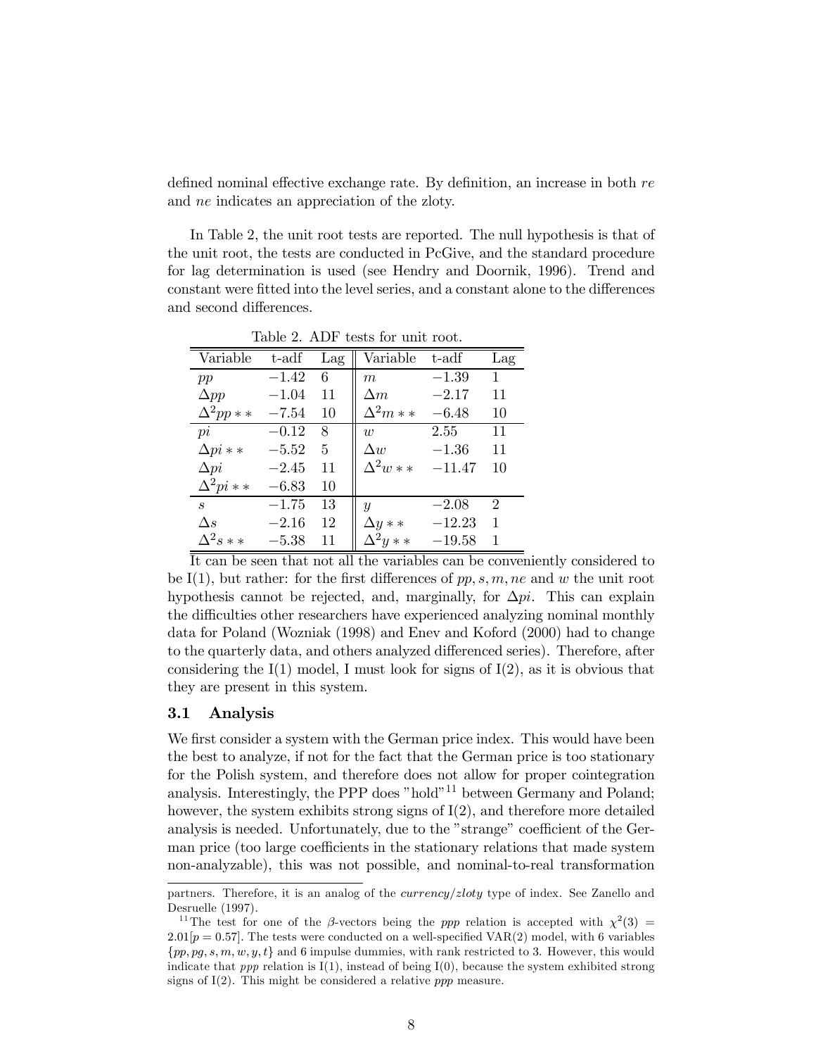defined nominal effective exchange rate. By definition, an increase in both $re$ and $ne$ indicates an appreciation of the zloty.

In Table 2, the unit root tests are reported. The null hypothesis is that of the unit root, the tests are conducted in PcGive, and the standard procedure for lag determination is used (see Hendry and Doornik, 1996). Trend and constant were fitted into the level series, and a constant alone to the differences and second differences.

Table 2. ADF tests for unit root.

| Variable | t-adf | Lag | Variable | t-adf | Lag |
|---|---|---|---|---|---|
| $pp$ | $-1.42$ | 6 | $m$ | $-1.39$ | 1 |
| $\Delta pp$ | $-1.04$ | 11 | $\Delta m$ | $-2.17$ | 11 |
| $\Delta^2 pp**$ | $-7.54$ | 10 | $\Delta^2 m**$ | $-6.48$ | 10 |
| $pi$ | $-0.12$ | 8 | $w$ | $2.55$ | 11 |
| $\Delta pi**$ | $-5.52$ | 5 | $\Delta w$ | $-1.36$ | 11 |
| $\Delta pi$ | $-2.45$ | 11 | $\Delta^2 w**$ | $-11.47$ | 10 |
| $\Delta^2 pi**$ | $-6.83$ | 10 | | | |
| $s$ | $-1.75$ | 13 | $y$ | $-2.08$ | 2 |
| $\Delta s$ | $-2.16$ | 12 | $\Delta y**$ | $-12.23$ | 1 |
| $\Delta^2 s**$ | $-5.38$ | 11 | $\Delta^2 y**$ | $-19.58$ | 1 |

It can be seen that not all the variables can be conveniently considered to be I(1), but rather: for the first differences of $pp, s, m, ne$ and $w$ the unit root hypothesis cannot be rejected, and, marginally, for $\Delta pi$. This can explain the difficulties other researchers have experienced analyzing nominal monthly data for Poland (Wozniak (1998) and Enev and Koford (2000) had to change to the quarterly data, and others analyzed differenced series). Therefore, after considering the I(1) model, I must look for signs of I(2), as it is obvious that they are present in this system.

### 3.1 Analysis

We first consider a system with the German price index. This would have been the best to analyze, if not for the fact that the German price is too stationary for the Polish system, and therefore does not allow for proper cointegration analysis. Interestingly, the PPP does "hold"[11] between Germany and Poland; however, the system exhibits strong signs of I(2), and therefore more detailed analysis is needed. Unfortunately, due to the "strange" coefficient of the German price (too large coefficients in the stationary relations that made system non-analyzable), this was not possible, and nominal-to-real transformation

---

partners. Therefore, it is an analog of the *currency/zloty* type of index. See Zanello and Desruelle (1997).

[11] The test for one of the $\beta$-vectors being the *ppp* relation is accepted with $\chi^2(3) = 2.01[p = 0.57]$. The tests were conducted on a well-specified VAR(2) model, with 6 variables $\{pp, pg, s, m, w, y, t\}$ and 6 impulse dummies, with rank restricted to 3. However, this would indicate that *ppp* relation is I(1), instead of being I(0), because the system exhibited strong signs of I(2). This might be considered a relative *ppp* measure.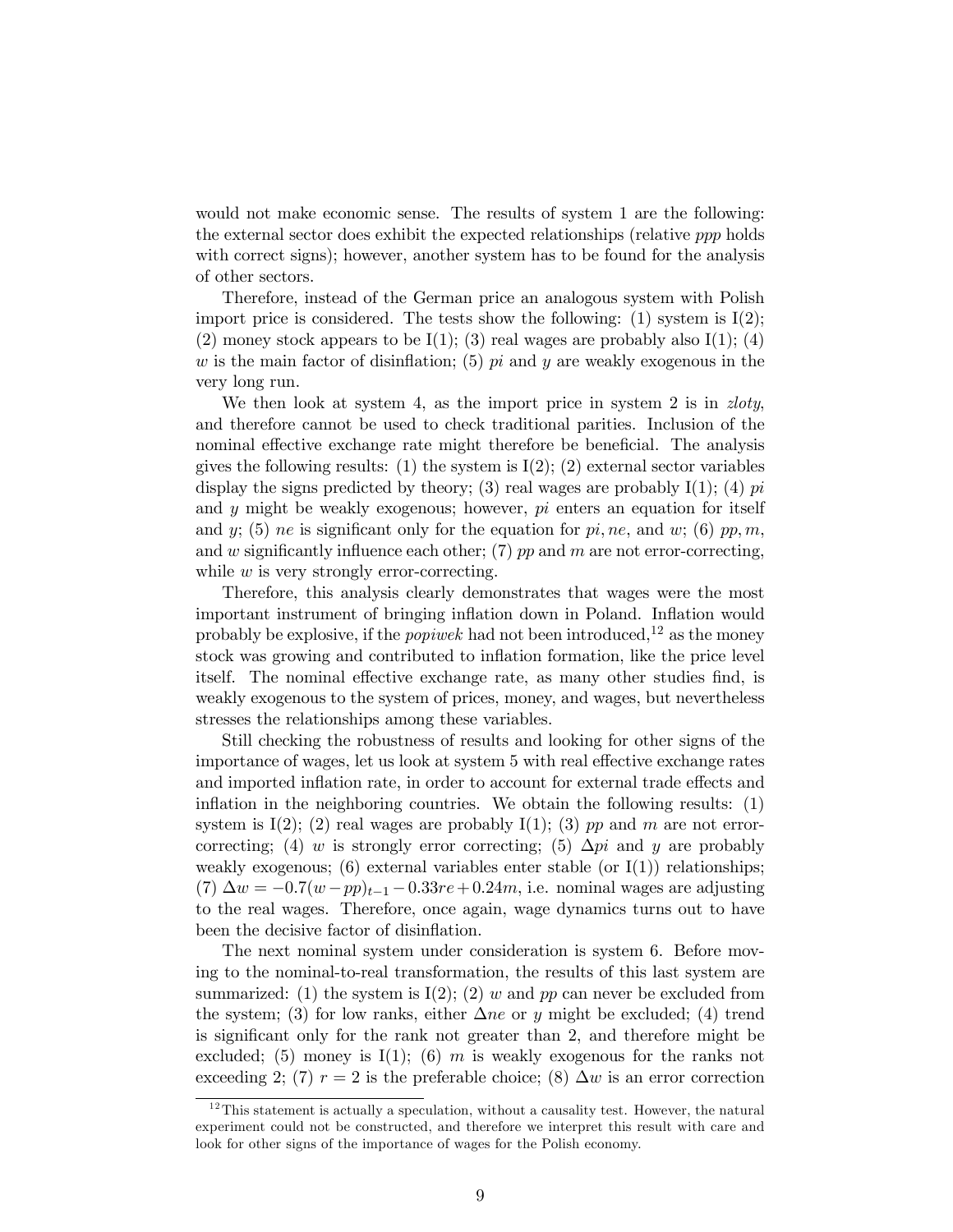would not make economic sense. The results of system 1 are the following: the external sector does exhibit the expected relationships (relative *ppp* holds with correct signs); however, another system has to be found for the analysis of other sectors.

Therefore, instead of the German price an analogous system with Polish import price is considered. The tests show the following: (1) system is I(2); (2) money stock appears to be I(1); (3) real wages are probably also I(1); (4) $w$ is the main factor of disinflation; (5) $pi$ and $y$ are weakly exogenous in the very long run.

We then look at system 4, as the import price in system 2 is in *zloty*, and therefore cannot be used to check traditional parities. Inclusion of the nominal effective exchange rate might therefore be beneficial. The analysis gives the following results: (1) the system is I(2); (2) external sector variables display the signs predicted by theory; (3) real wages are probably I(1); (4) $pi$ and $y$ might be weakly exogenous; however, $pi$ enters an equation for itself and $y$; (5) $ne$ is significant only for the equation for $pi, ne$, and $w$; (6) $pp, m$, and $w$ significantly influence each other; (7) $pp$ and $m$ are not error-correcting, while $w$ is very strongly error-correcting.

Therefore, this analysis clearly demonstrates that wages were the most important instrument of bringing inflation down in Poland. Inflation would probably be explosive, if the *popiwek* had not been introduced,[12] as the money stock was growing and contributed to inflation formation, like the price level itself. The nominal effective exchange rate, as many other studies find, is weakly exogenous to the system of prices, money, and wages, but nevertheless stresses the relationships among these variables.

Still checking the robustness of results and looking for other signs of the importance of wages, let us look at system 5 with real effective exchange rates and imported inflation rate, in order to account for external trade effects and inflation in the neighboring countries. We obtain the following results: (1) system is I(2); (2) real wages are probably I(1); (3) $pp$ and $m$ are not error-correcting; (4) $w$ is strongly error correcting; (5) $\Delta pi$ and $y$ are probably weakly exogenous; (6) external variables enter stable (or I(1)) relationships; (7) $\Delta w = -0.7(w - pp)_{t-1} - 0.33re + 0.24m$, i.e. nominal wages are adjusting to the real wages. Therefore, once again, wage dynamics turns out to have been the decisive factor of disinflation.

The next nominal system under consideration is system 6. Before moving to the nominal-to-real transformation, the results of this last system are summarized: (1) the system is I(2); (2) $w$ and $pp$ can never be excluded from the system; (3) for low ranks, either $\Delta ne$ or $y$ might be excluded; (4) trend is significant only for the rank not greater than 2, and therefore might be excluded; (5) money is I(1); (6) $m$ is weakly exogenous for the ranks not exceeding 2; (7) $r = 2$ is the preferable choice; (8) $\Delta w$ is an error correction

[12] This statement is actually a speculation, without a causality test. However, the natural experiment could not be constructed, and therefore we interpret this result with care and look for other signs of the importance of wages for the Polish economy.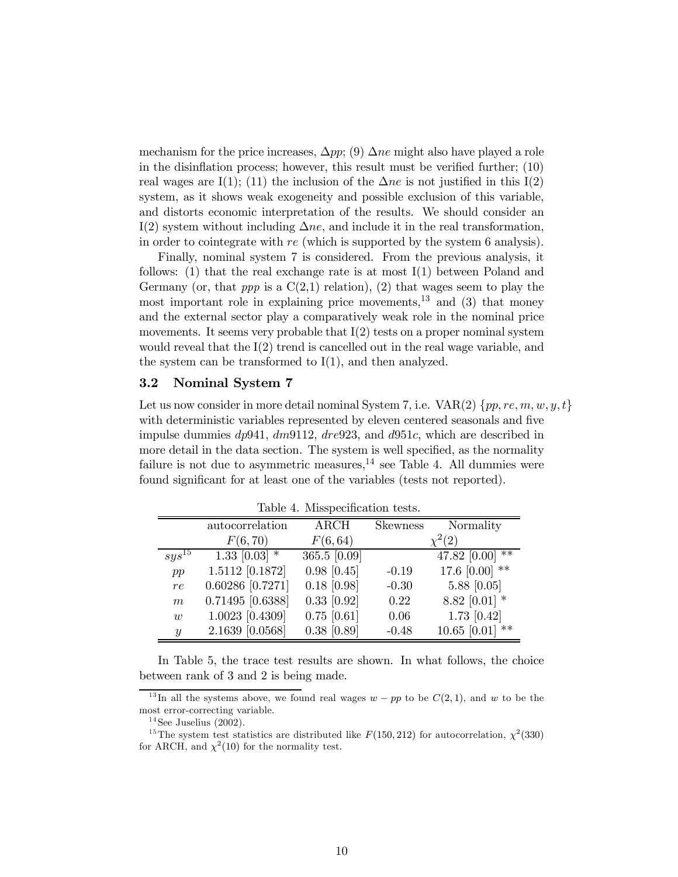mechanism for the price increases, $\Delta pp$; (9) $\Delta ne$ might also have played a role in the disinflation process; however, this result must be verified further; (10) real wages are I(1); (11) the inclusion of the $\Delta ne$ is not justified in this I(2) system, as it shows weak exogeneity and possible exclusion of this variable, and distorts economic interpretation of the results. We should consider an I(2) system without including $\Delta ne$, and include it in the real transformation, in order to cointegrate with $re$ (which is supported by the system 6 analysis).

Finally, nominal system 7 is considered. From the previous analysis, it follows: (1) that the real exchange rate is at most I(1) between Poland and Germany (or, that *ppp* is a C(2,1) relation), (2) that wages seem to play the most important role in explaining price movements,[13] and (3) that money and the external sector play a comparatively weak role in the nominal price movements. It seems very probable that I(2) tests on a proper nominal system would reveal that the I(2) trend is cancelled out in the real wage variable, and the system can be transformed to I(1), and then analyzed.

### 3.2 Nominal System 7

Let us now consider in more detail nominal System 7, i.e. VAR(2) $\{pp, re, m, w, y, t\}$ with deterministic variables represented by eleven centered seasonals and five impulse dummies $dp941$, $dm9112$, $dre923$, and $d951c$, which are described in more detail in the data section. The system is well specified, as the normality failure is not due to asymmetric measures,[14] see Table 4. All dummies were found significant for at least one of the variables (tests not reported).

Table 4. Misspecification tests.

| | autocorrelation $F(6,70)$ | ARCH $F(6,64)$ | Skewness | Normality $\chi^2(2)$ |
|---|---|---|---|---|
| $sys$[15] | 1.33 [0.03] * | 365.5 [0.09] | | 47.82 [0.00] ** |
| $pp$ | 1.5112 [0.1872] | 0.98 [0.45] | -0.19 | 17.6 [0.00] ** |
| $re$ | 0.60286 [0.7271] | 0.18 [0.98] | -0.30 | 5.88 [0.05] |
| $m$ | 0.71495 [0.6388] | 0.33 [0.92] | 0.22 | 8.82 [0.01] * |
| $w$ | 1.0023 [0.4309] | 0.75 [0.61] | 0.06 | 1.73 [0.42] |
| $y$ | 2.1639 [0.0568] | 0.38 [0.89] | -0.48 | 10.65 [0.01] ** |

In Table 5, the trace test results are shown. In what follows, the choice between rank of 3 and 2 is being made.

[13] In all the systems above, we found real wages $w - pp$ to be $C(2,1)$, and $w$ to be the most error-correcting variable.

[14] See Juselius (2002).

[15] The system test statistics are distributed like $F(150, 212)$ for autocorrelation, $\chi^2(330)$ for ARCH, and $\chi^2(10)$ for the normality test.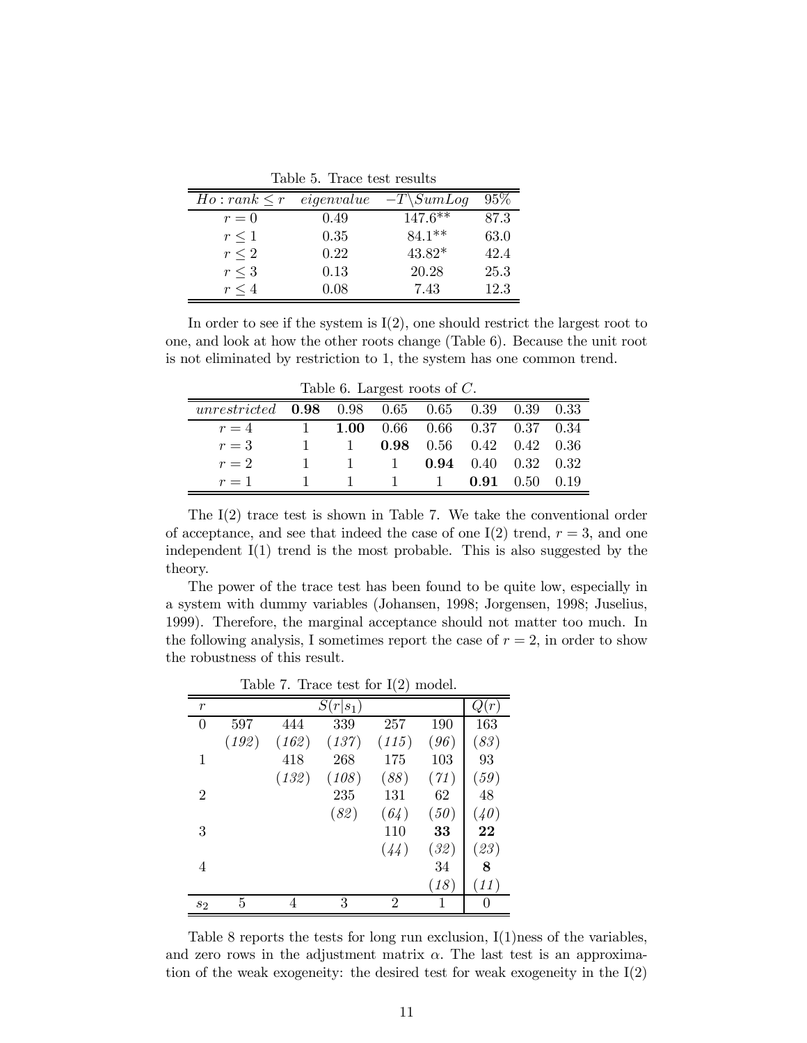Table 5. Trace test results

| $Ho: rank \leq r$ | *eigenvalue* | $-T\backslash SumLog$ | 95% |
|---|---|---|---|
| $r=0$ | 0.49 | 147.6** | 87.3 |
| $r\leq 1$ | 0.35 | 84.1** | 63.0 |
| $r\leq 2$ | 0.22 | 43.82* | 42.4 |
| $r\leq 3$ | 0.13 | 20.28 | 25.3 |
| $r\leq 4$ | 0.08 | 7.43 | 12.3 |

In order to see if the system is I(2), one should restrict the largest root to one, and look at how the other roots change (Table 6). Because the unit root is not eliminated by restriction to 1, the system has one common trend.

Table 6. Largest roots of $C$.

| *unrestricted* | **0.98** | 0.98 | 0.65 | 0.65 | 0.39 | 0.39 | 0.33 |
|---|---|---|---|---|---|---|---|
| $r=4$ | 1 | **1.00** | 0.66 | 0.66 | 0.37 | 0.37 | 0.34 |
| $r=3$ | 1 | 1 | **0.98** | 0.56 | 0.42 | 0.42 | 0.36 |
| $r=2$ | 1 | 1 | 1 | **0.94** | 0.40 | 0.32 | 0.32 |
| $r=1$ | 1 | 1 | 1 | 1 | **0.91** | 0.50 | 0.19 |

The I(2) trace test is shown in Table 7. We take the conventional order of acceptance, and see that indeed the case of one I(2) trend, $r=3$, and one independent I(1) trend is the most probable. This is also suggested by the theory.

The power of the trace test has been found to be quite low, especially in a system with dummy variables (Johansen, 1998; Jorgensen, 1998; Juselius, 1999). Therefore, the marginal acceptance should not matter too much. In the following analysis, I sometimes report the case of $r=2$, in order to show the robustness of this result.

Table 7. Trace test for I(2) model.

| $r$ | $S(r\|s_1)$ | | | | | $Q(r)$ |
|---|---|---|---|---|---|---|
| 0 | 597 | 444 | 339 | 257 | 190 | 163 |
| | *(192)* | *(162)* | *(137)* | *(115)* | *(96)* | *(83)* |
| 1 | | 418 | 268 | 175 | 103 | 93 |
| | | *(132)* | *(108)* | *(88)* | *(71)* | *(59)* |
| 2 | | | 235 | 131 | 62 | 48 |
| | | | *(82)* | *(64)* | *(50)* | *(40)* |
| 3 | | | | 110 | **33** | **22** |
| | | | | *(44)* | *(32)* | *(23)* |
| 4 | | | | | 34 | **8** |
| | | | | | *(18)* | *(11)* |
| $s_2$ | 5 | 4 | 3 | 2 | 1 | 0 |

Table 8 reports the tests for long run exclusion, I(1)ness of the variables, and zero rows in the adjustment matrix $\alpha$. The last test is an approximation of the weak exogeneity: the desired test for weak exogeneity in the I(2)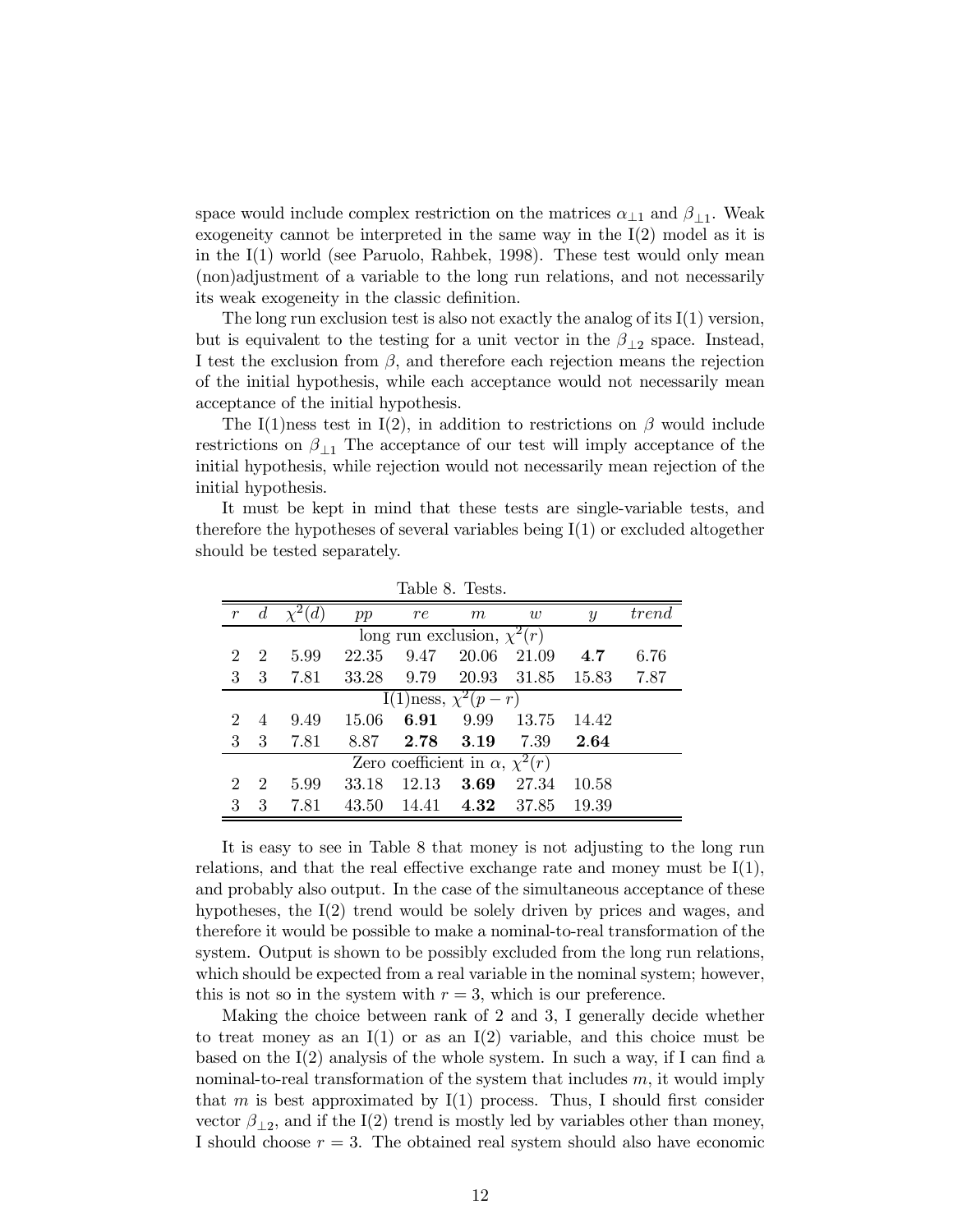space would include complex restriction on the matrices $\alpha_{\perp 1}$ and $\beta_{\perp 1}$. Weak exogeneity cannot be interpreted in the same way in the I(2) model as it is in the I(1) world (see Paruolo, Rahbek, 1998). These test would only mean (non)adjustment of a variable to the long run relations, and not necessarily its weak exogeneity in the classic definition.

The long run exclusion test is also not exactly the analog of its I(1) version, but is equivalent to the testing for a unit vector in the $\beta_{\perp 2}$ space. Instead, I test the exclusion from $\beta$, and therefore each rejection means the rejection of the initial hypothesis, while each acceptance would not necessarily mean acceptance of the initial hypothesis.

The I(1)ness test in I(2), in addition to restrictions on $\beta$ would include restrictions on $\beta_{\perp 1}$ The acceptance of our test will imply acceptance of the initial hypothesis, while rejection would not necessarily mean rejection of the initial hypothesis.

It must be kept in mind that these tests are single-variable tests, and therefore the hypotheses of several variables being I(1) or excluded altogether should be tested separately.

Table 8. Tests.

| $r$ | $d$ | $\chi^2(d)$ | $pp$ | $re$ | $m$ | $w$ | $y$ | $trend$ |
|---|---|---|---|---|---|---|---|---|
| long run exclusion, $\chi^2(r)$ | | | | | | | | |
| 2 | 2 | 5.99 | 22.35 | 9.47 | 20.06 | 21.09 | **4.7** | 6.76 |
| 3 | 3 | 7.81 | 33.28 | 9.79 | 20.93 | 31.85 | 15.83 | 7.87 |
| I(1)ness, $\chi^2(p-r)$ | | | | | | | | |
| 2 | 4 | 9.49 | 15.06 | **6.91** | 9.99 | 13.75 | 14.42 | |
| 3 | 3 | 7.81 | 8.87 | **2.78** | **3.19** | 7.39 | **2.64** | |
| Zero coefficient in $\alpha$, $\chi^2(r)$ | | | | | | | | |
| 2 | 2 | 5.99 | 33.18 | 12.13 | **3.69** | 27.34 | 10.58 | |
| 3 | 3 | 7.81 | 43.50 | 14.41 | **4.32** | 37.85 | 19.39 | |

It is easy to see in Table 8 that money is not adjusting to the long run relations, and that the real effective exchange rate and money must be I(1), and probably also output. In the case of the simultaneous acceptance of these hypotheses, the I(2) trend would be solely driven by prices and wages, and therefore it would be possible to make a nominal-to-real transformation of the system. Output is shown to be possibly excluded from the long run relations, which should be expected from a real variable in the nominal system; however, this is not so in the system with $r = 3$, which is our preference.

Making the choice between rank of 2 and 3, I generally decide whether to treat money as an I(1) or as an I(2) variable, and this choice must be based on the I(2) analysis of the whole system. In such a way, if I can find a nominal-to-real transformation of the system that includes $m$, it would imply that $m$ is best approximated by I(1) process. Thus, I should first consider vector $\beta_{\perp 2}$, and if the I(2) trend is mostly led by variables other than money, I should choose $r = 3$. The obtained real system should also have economic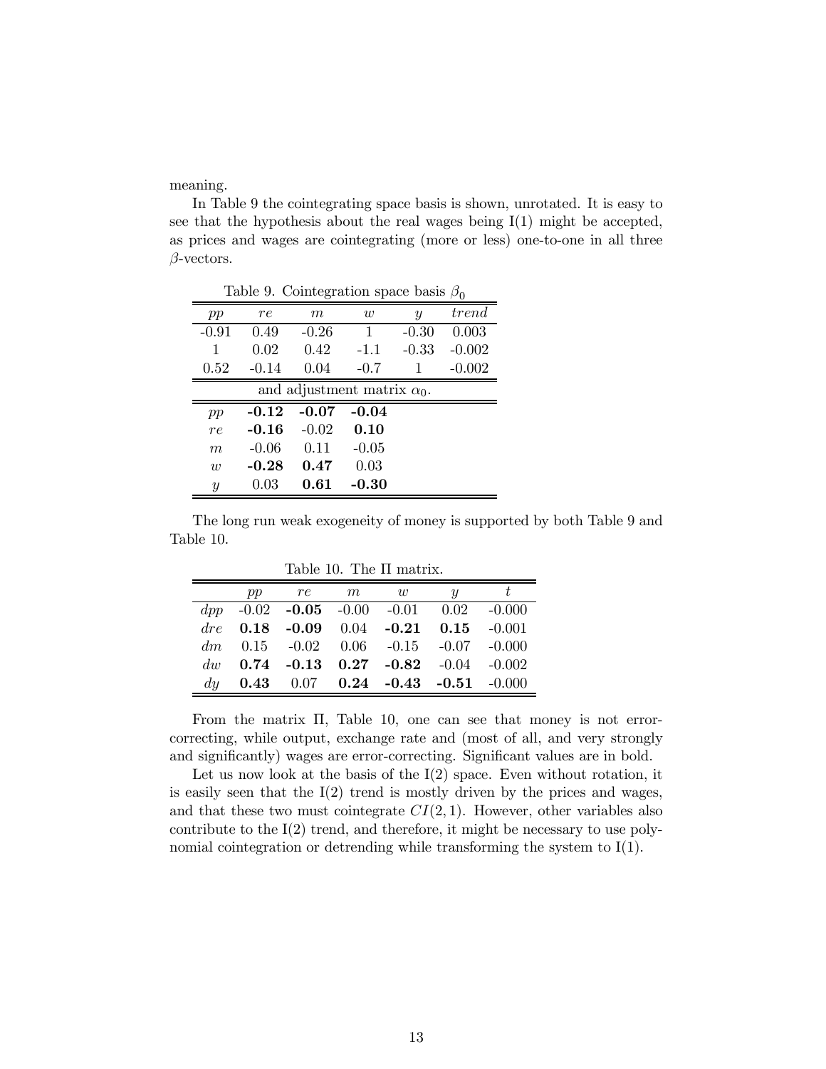meaning.

In Table 9 the cointegrating space basis is shown, unrotated. It is easy to see that the hypothesis about the real wages being I(1) might be accepted, as prices and wages are cointegrating (more or less) one-to-one in all three $\beta$-vectors.

Table 9. Cointegration space basis $\beta_0$

| $pp$ | $re$ | $m$ | $w$ | $y$ | $trend$ |
|---|---|---|---|---|---|
| -0.91 | 0.49 | -0.26 | 1 | -0.30 | 0.003 |
| 1 | 0.02 | 0.42 | -1.1 | -0.33 | -0.002 |
| 0.52 | -0.14 | 0.04 | -0.7 | 1 | -0.002 |

and adjustment matrix $\alpha_0$.

| | | | |
|---|---|---|---|
| $pp$ | **-0.12** | **-0.07** | **-0.04** |
| $re$ | **-0.16** | -0.02 | **0.10** |
| $m$ | -0.06 | 0.11 | -0.05 |
| $w$ | **-0.28** | **0.47** | 0.03 |
| $y$ | 0.03 | **0.61** | **-0.30** |

The long run weak exogeneity of money is supported by both Table 9 and Table 10.

Table 10. The $\Pi$ matrix.

| | $pp$ | $re$ | $m$ | $w$ | $y$ | $t$ |
|---|---|---|---|---|---|---|
| $dpp$ | -0.02 | **-0.05** | -0.00 | -0.01 | 0.02 | -0.000 |
| $dre$ | **0.18** | **-0.09** | 0.04 | **-0.21** | **0.15** | -0.001 |
| $dm$ | 0.15 | -0.02 | 0.06 | -0.15 | -0.07 | -0.000 |
| $dw$ | **0.74** | **-0.13** | **0.27** | **-0.82** | -0.04 | -0.002 |
| $dy$ | **0.43** | 0.07 | **0.24** | **-0.43** | **-0.51** | -0.000 |

From the matrix $\Pi$, Table 10, one can see that money is not error-correcting, while output, exchange rate and (most of all, and very strongly and significantly) wages are error-correcting. Significant values are in bold.

Let us now look at the basis of the I(2) space. Even without rotation, it is easily seen that the I(2) trend is mostly driven by the prices and wages, and that these two must cointegrate $CI(2,1)$. However, other variables also contribute to the I(2) trend, and therefore, it might be necessary to use polynomial cointegration or detrending while transforming the system to I(1).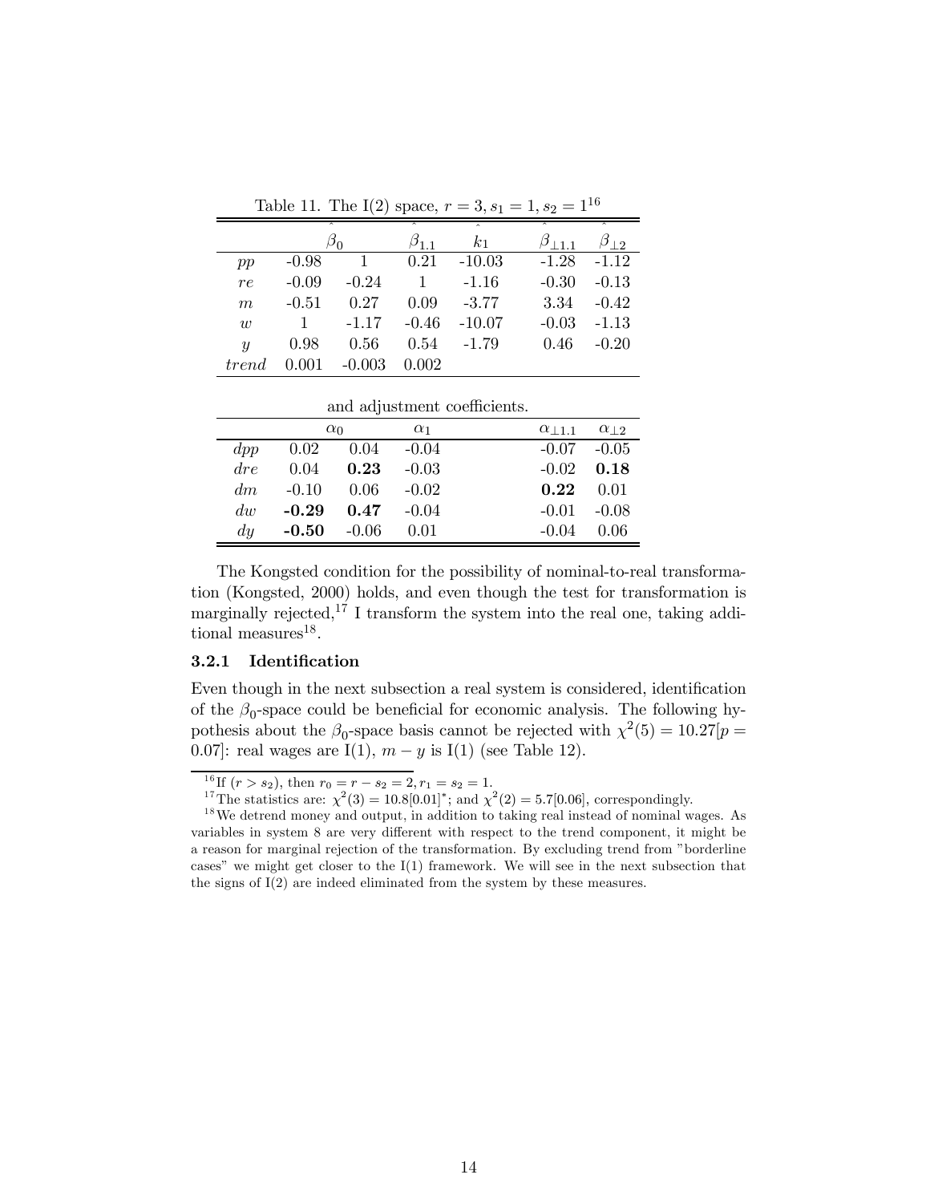Table 11. The I(2) space, $r = 3, s_1 = 1, s_2 = 1$[16]

| | $\hat{\beta}_0$ | | $\hat{\beta}_{1.1}$ | $\hat{k}_1$ | $\hat{\beta}_{\perp 1.1}$ | $\hat{\beta}_{\perp 2}$ |
|---|---|---|---|---|---|---|
| $pp$ | -0.98 | 1 | 0.21 | -10.03 | -1.28 | -1.12 |
| $re$ | -0.09 | -0.24 | 1 | -1.16 | -0.30 | -0.13 |
| $m$ | -0.51 | 0.27 | 0.09 | -3.77 | 3.34 | -0.42 |
| $w$ | 1 | -1.17 | -0.46 | -10.07 | -0.03 | -1.13 |
| $y$ | 0.98 | 0.56 | 0.54 | -1.79 | 0.46 | -0.20 |
| $trend$ | 0.001 | -0.003 | 0.002 | | | |

and adjustment coefficients.

| | $\alpha_0$ | | $\alpha_1$ | | $\alpha_{\perp 1.1}$ | $\alpha_{\perp 2}$ |
|---|---|---|---|---|---|---|
| $dpp$ | 0.02 | 0.04 | -0.04 | | -0.07 | -0.05 |
| $dre$ | 0.04 | **0.23** | -0.03 | | -0.02 | **0.18** |
| $dm$ | -0.10 | 0.06 | -0.02 | | **0.22** | 0.01 |
| $dw$ | **-0.29** | **0.47** | -0.04 | | -0.01 | -0.08 |
| $dy$ | **-0.50** | -0.06 | 0.01 | | -0.04 | 0.06 |

The Kongsted condition for the possibility of nominal-to-real transformation (Kongsted, 2000) holds, and even though the test for transformation is marginally rejected,[17] I transform the system into the real one, taking additional measures[18].

### 3.2.1 Identification

Even though in the next subsection a real system is considered, identification of the $\beta_0$-space could be beneficial for economic analysis. The following hypothesis about the $\beta_0$-space basis cannot be rejected with $\chi^2(5) = 10.27[p = 0.07]$: real wages are I(1), $m - y$ is I(1) (see Table 12).

---

[16] If $(r > s_2)$, then $r_0 = r - s_2 = 2, r_1 = s_2 = 1$.

[17] The statistics are: $\chi^2(3) = 10.8[0.01]^*$; and $\chi^2(2) = 5.7[0.06]$, correspondingly.

[18] We detrend money and output, in addition to taking real instead of nominal wages. As variables in system 8 are very different with respect to the trend component, it might be a reason for marginal rejection of the transformation. By excluding trend from "borderline cases" we might get closer to the I(1) framework. We will see in the next subsection that the signs of I(2) are indeed eliminated from the system by these measures.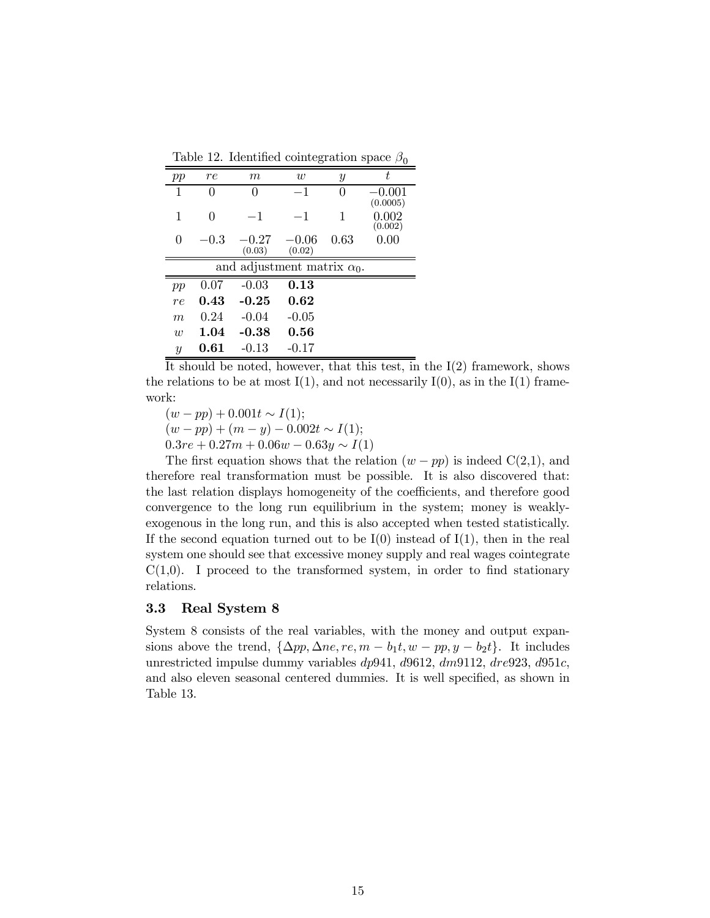Table 12. Identified cointegration space $\beta_0$

| $pp$ | $re$ | $m$ | $w$ | $y$ | $t$ |
|---|---|---|---|---|---|
| 1 | 0 | 0 | $-1$ | 0 | $-0.001$ (0.0005) |
| 1 | 0 | $-1$ | $-1$ | 1 | 0.002 (0.002) |
| 0 | $-0.3$ | $-0.27$ (0.03) | $-0.06$ (0.02) | 0.63 | 0.00 |

and adjustment matrix $\alpha_0$.

| | | | |
|---|---|---|---|
| $pp$ | 0.07 | -0.03 | **0.13** |
| $re$ | **0.43** | **-0.25** | **0.62** |
| $m$ | 0.24 | -0.04 | -0.05 |
| $w$ | **1.04** | **-0.38** | **0.56** |
| $y$ | **0.61** | -0.13 | -0.17 |

It should be noted, however, that this test, in the I(2) framework, shows the relations to be at most I(1), and not necessarily I(0), as in the I(1) framework:

$(w - pp) + 0.001t \sim I(1)$;

$(w - pp) + (m - y) - 0.002t \sim I(1)$;

$0.3re + 0.27m + 0.06w - 0.63y \sim I(1)$

The first equation shows that the relation $(w - pp)$ is indeed C(2,1), and therefore real transformation must be possible. It is also discovered that: the last relation displays homogeneity of the coefficients, and therefore good convergence to the long run equilibrium in the system; money is weakly-exogenous in the long run, and this is also accepted when tested statistically. If the second equation turned out to be I(0) instead of I(1), then in the real system one should see that excessive money supply and real wages cointegrate C(1,0). I proceed to the transformed system, in order to find stationary relations.

### 3.3 Real System 8

System 8 consists of the real variables, with the money and output expansions above the trend, $\{\Delta pp, \Delta ne, re, m - b_1t, w - pp, y - b_2t\}$. It includes unrestricted impulse dummy variables $dp941$, $d9612$, $dm9112$, $dre923$, $d951c$, and also eleven seasonal centered dummies. It is well specified, as shown in Table 13.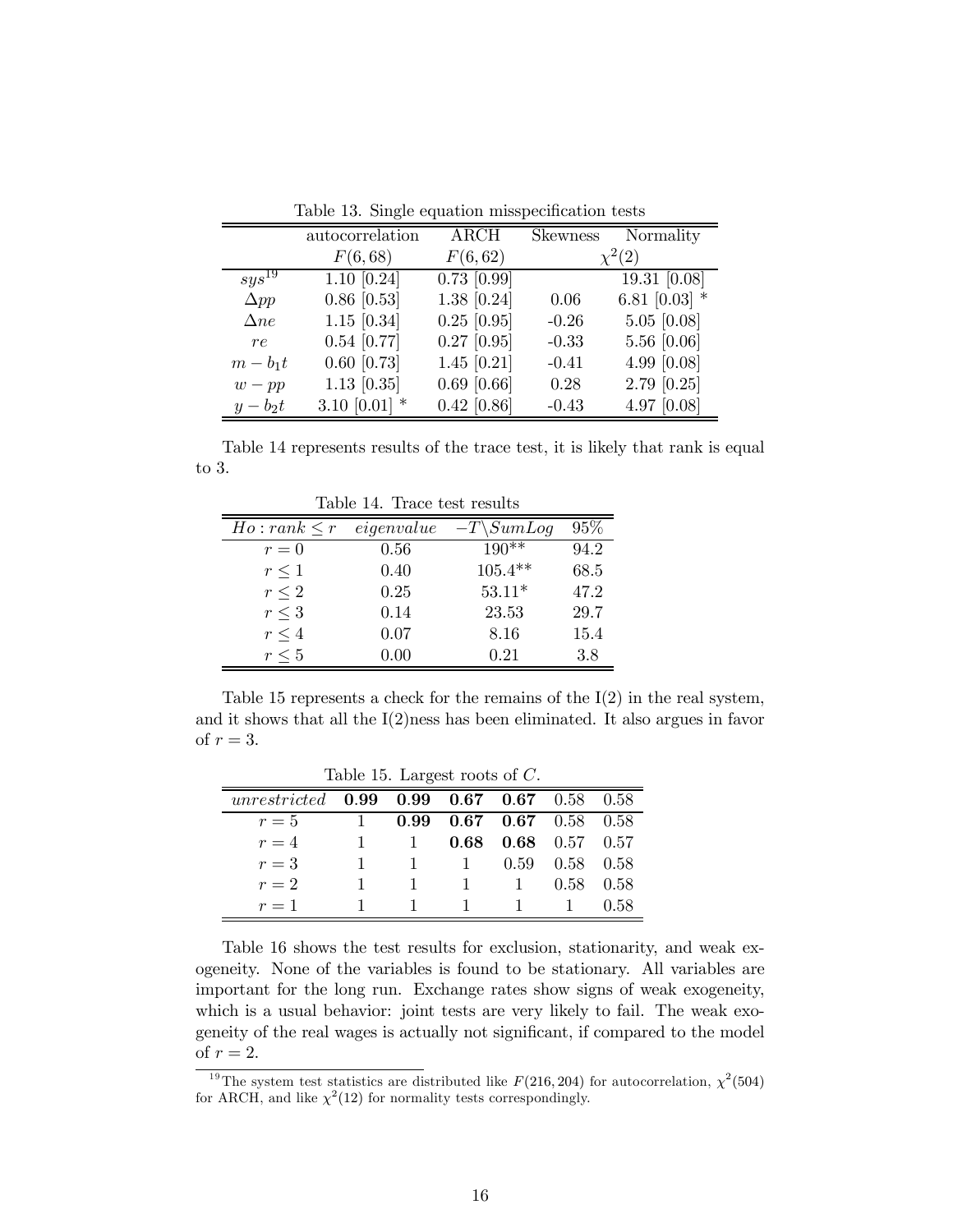Table 13. Single equation misspecification tests

| | autocorrelation | ARCH | Skewness | Normality |
|---|---|---|---|---|
| | $F(6,68)$ | $F(6,62)$ | | $\chi^2(2)$ |
| $sys$[19] | 1.10 [0.24] | 0.73 [0.99] | | 19.31 [0.08] |
| $\Delta pp$ | 0.86 [0.53] | 1.38 [0.24] | 0.06 | 6.81 [0.03] * |
| $\Delta ne$ | 1.15 [0.34] | 0.25 [0.95] | -0.26 | 5.05 [0.08] |
| $re$ | 0.54 [0.77] | 0.27 [0.95] | -0.33 | 5.56 [0.06] |
| $m - b_1 t$ | 0.60 [0.73] | 1.45 [0.21] | -0.41 | 4.99 [0.08] |
| $w - pp$ | 1.13 [0.35] | 0.69 [0.66] | 0.28 | 2.79 [0.25] |
| $y - b_2 t$ | 3.10 [0.01] * | 0.42 [0.86] | -0.43 | 4.97 [0.08] |

Table 14 represents results of the trace test, it is likely that rank is equal to 3.

Table 14. Trace test results

| $Ho: rank \leq r$ | $eigenvalue$ | $-T\backslash SumLog$ | 95% |
|---|---|---|---|
| $r = 0$ | 0.56 | 190** | 94.2 |
| $r \leq 1$ | 0.40 | 105.4** | 68.5 |
| $r \leq 2$ | 0.25 | 53.11* | 47.2 |
| $r \leq 3$ | 0.14 | 23.53 | 29.7 |
| $r \leq 4$ | 0.07 | 8.16 | 15.4 |
| $r \leq 5$ | 0.00 | 0.21 | 3.8 |

Table 15 represents a check for the remains of the I(2) in the real system, and it shows that all the I(2)ness has been eliminated. It also argues in favor of $r = 3$.

Table 15. Largest roots of $C$.

| $unrestricted$ | **0.99** | **0.99** | **0.67** | **0.67** | 0.58 | 0.58 |
|---|---|---|---|---|---|---|
| $r = 5$ | 1 | **0.99** | **0.67** | **0.67** | 0.58 | 0.58 |
| $r = 4$ | 1 | 1 | **0.68** | **0.68** | 0.57 | 0.57 |
| $r = 3$ | 1 | 1 | 1 | 0.59 | 0.58 | 0.58 |
| $r = 2$ | 1 | 1 | 1 | 1 | 0.58 | 0.58 |
| $r = 1$ | 1 | 1 | 1 | 1 | 1 | 0.58 |

Table 16 shows the test results for exclusion, stationarity, and weak exogeneity. None of the variables is found to be stationary. All variables are important for the long run. Exchange rates show signs of weak exogeneity, which is a usual behavior: joint tests are very likely to fail. The weak exogeneity of the real wages is actually not significant, if compared to the model of $r = 2$.

[19] The system test statistics are distributed like $F(216, 204)$ for autocorrelation, $\chi^2(504)$ for ARCH, and like $\chi^2(12)$ for normality tests correspondingly.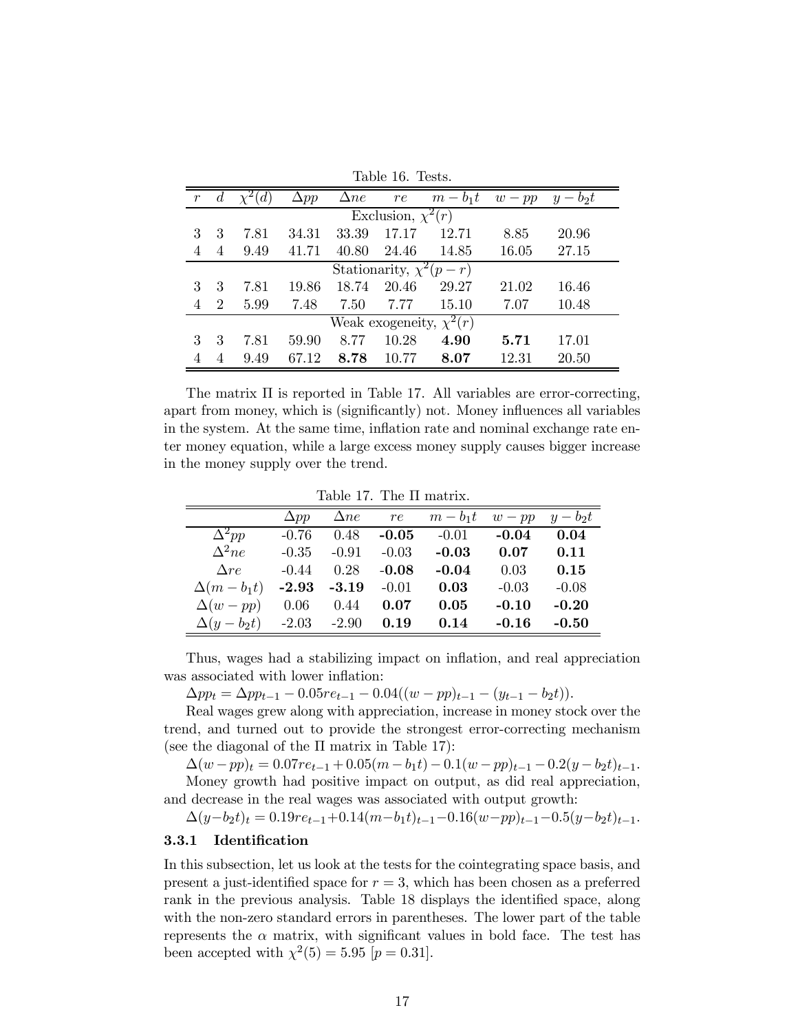Table 16. Tests.

| $r$ | $d$ | $\chi^2(d)$ | $\Delta pp$ | $\Delta ne$ | $re$ | $m-b_1t$ | $w-pp$ | $y-b_2t$ |
|---|---|---|---|---|---|---|---|---|
| | | | | Exclusion, $\chi^2(r)$ | | | | |
| 3 | 3 | 7.81 | 34.31 | 33.39 | 17.17 | 12.71 | 8.85 | 20.96 |
| 4 | 4 | 9.49 | 41.71 | 40.80 | 24.46 | 14.85 | 16.05 | 27.15 |
| | | | | Stationarity, $\chi^2(p-r)$ | | | | |
| 3 | 3 | 7.81 | 19.86 | 18.74 | 20.46 | 29.27 | 21.02 | 16.46 |
| 4 | 2 | 5.99 | 7.48 | 7.50 | 7.77 | 15.10 | 7.07 | 10.48 |
| | | | | Weak exogeneity, $\chi^2(r)$ | | | | |
| 3 | 3 | 7.81 | 59.90 | 8.77 | 10.28 | **4.90** | **5.71** | 17.01 |
| 4 | 4 | 9.49 | 67.12 | **8.78** | 10.77 | **8.07** | 12.31 | 20.50 |

The matrix $\Pi$ is reported in Table 17. All variables are error-correcting, apart from money, which is (significantly) not. Money influences all variables in the system. At the same time, inflation rate and nominal exchange rate enter money equation, while a large excess money supply causes bigger increase in the money supply over the trend.

Table 17. The $\Pi$ matrix.

| | $\Delta pp$ | $\Delta ne$ | $re$ | $m-b_1t$ | $w-pp$ | $y-b_2t$ |
|---|---|---|---|---|---|---|
| $\Delta^2 pp$ | -0.76 | 0.48 | **-0.05** | -0.01 | **-0.04** | **0.04** |
| $\Delta^2 ne$ | -0.35 | -0.91 | -0.03 | **-0.03** | **0.07** | **0.11** |
| $\Delta re$ | -0.44 | 0.28 | **-0.08** | **-0.04** | 0.03 | **0.15** |
| $\Delta(m-b_1t)$ | **-2.93** | **-3.19** | -0.01 | **0.03** | -0.03 | -0.08 |
| $\Delta(w-pp)$ | 0.06 | 0.44 | **0.07** | **0.05** | **-0.10** | **-0.20** |
| $\Delta(y-b_2t)$ | -2.03 | -2.90 | **0.19** | **0.14** | **-0.16** | **-0.50** |

Thus, wages had a stabilizing impact on inflation, and real appreciation was associated with lower inflation:

$\Delta pp_t = \Delta pp_{t-1} - 0.05re_{t-1} - 0.04((w-pp)_{t-1} - (y_{t-1} - b_2t))$.

Real wages grew along with appreciation, increase in money stock over the trend, and turned out to provide the strongest error-correcting mechanism (see the diagonal of the $\Pi$ matrix in Table 17):

$\Delta(w-pp)_t = 0.07re_{t-1} + 0.05(m-b_1t) - 0.1(w-pp)_{t-1} - 0.2(y-b_2t)_{t-1}$.

Money growth had positive impact on output, as did real appreciation, and decrease in the real wages was associated with output growth:

$\Delta(y-b_2t)_t = 0.19re_{t-1} + 0.14(m-b_1t)_{t-1} - 0.16(w-pp)_{t-1} - 0.5(y-b_2t)_{t-1}$.

### 3.3.1 Identification

In this subsection, let us look at the tests for the cointegrating space basis, and present a just-identified space for $r = 3$, which has been chosen as a preferred rank in the previous analysis. Table 18 displays the identified space, along with the non-zero standard errors in parentheses. The lower part of the table represents the $\alpha$ matrix, with significant values in bold face. The test has been accepted with $\chi^2(5) = 5.95$ $[p = 0.31]$.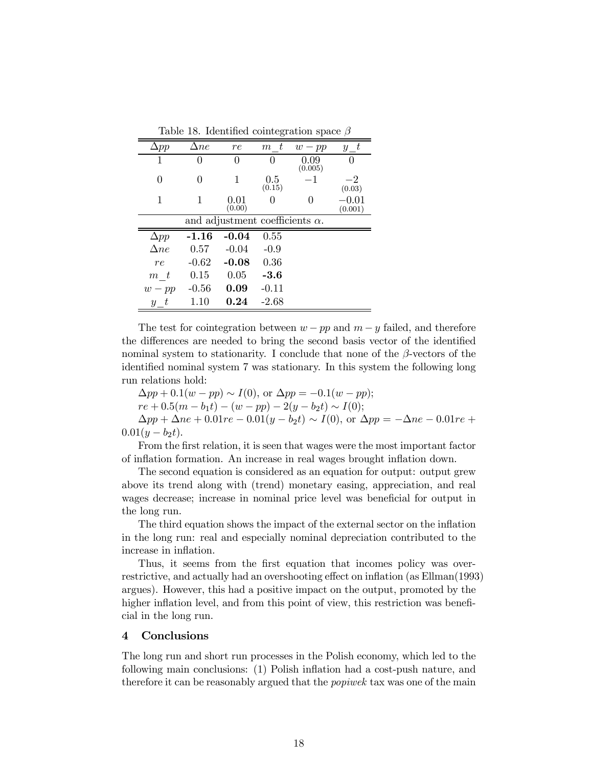Table 18. Identified cointegration space $\beta$

| $\Delta pp$ | $\Delta ne$ | $re$ | $m\_t$ | $w-pp$ | $y\_t$ |
|---|---|---|---|---|---|
| 1 | 0 | 0 | 0 | $\underset{(0.005)}{0.09}$ | 0 |
| 0 | 0 | 1 | $\underset{(0.15)}{0.5}$ | $-1$ | $\underset{(0.03)}{-2}$ |
| 1 | 1 | $\underset{(0.00)}{0.01}$ | 0 | 0 | $\underset{(0.001)}{-0.01}$ |

and adjustment coefficients $\alpha$.

| | | | |
|---|---|---|---|
| $\Delta pp$ | **-1.16** | **-0.04** | 0.55 |
| $\Delta ne$ | 0.57 | -0.04 | -0.9 |
| $re$ | -0.62 | **-0.08** | 0.36 |
| $m\_t$ | 0.15 | 0.05 | **-3.6** |
| $w-pp$ | -0.56 | **0.09** | -0.11 |
| $y\_t$ | 1.10 | **0.24** | -2.68 |

The test for cointegration between $w-pp$ and $m-y$ failed, and therefore the differences are needed to bring the second basis vector of the identified nominal system to stationarity. I conclude that none of the $\beta$-vectors of the identified nominal system 7 was stationary. In this system the following long run relations hold:

$\Delta pp + 0.1(w-pp) \sim I(0)$, or $\Delta pp = -0.1(w-pp)$;

$re + 0.5(m - b_1 t) - (w-pp) - 2(y - b_2 t) \sim I(0)$;

$\Delta pp + \Delta ne + 0.01re - 0.01(y - b_2 t) \sim I(0)$, or $\Delta pp = -\Delta ne - 0.01re + 0.01(y - b_2 t)$.

From the first relation, it is seen that wages were the most important factor of inflation formation. An increase in real wages brought inflation down.

The second equation is considered as an equation for output: output grew above its trend along with (trend) monetary easing, appreciation, and real wages decrease; increase in nominal price level was beneficial for output in the long run.

The third equation shows the impact of the external sector on the inflation in the long run: real and especially nominal depreciation contributed to the increase in inflation.

Thus, it seems from the first equation that incomes policy was over-restrictive, and actually had an overshooting effect on inflation (as Ellman(1993) argues). However, this had a positive impact on the output, promoted by the higher inflation level, and from this point of view, this restriction was beneficial in the long run.

## 4 Conclusions

The long run and short run processes in the Polish economy, which led to the following main conclusions: (1) Polish inflation had a cost-push nature, and therefore it can be reasonably argued that the *popiwek* tax was one of the main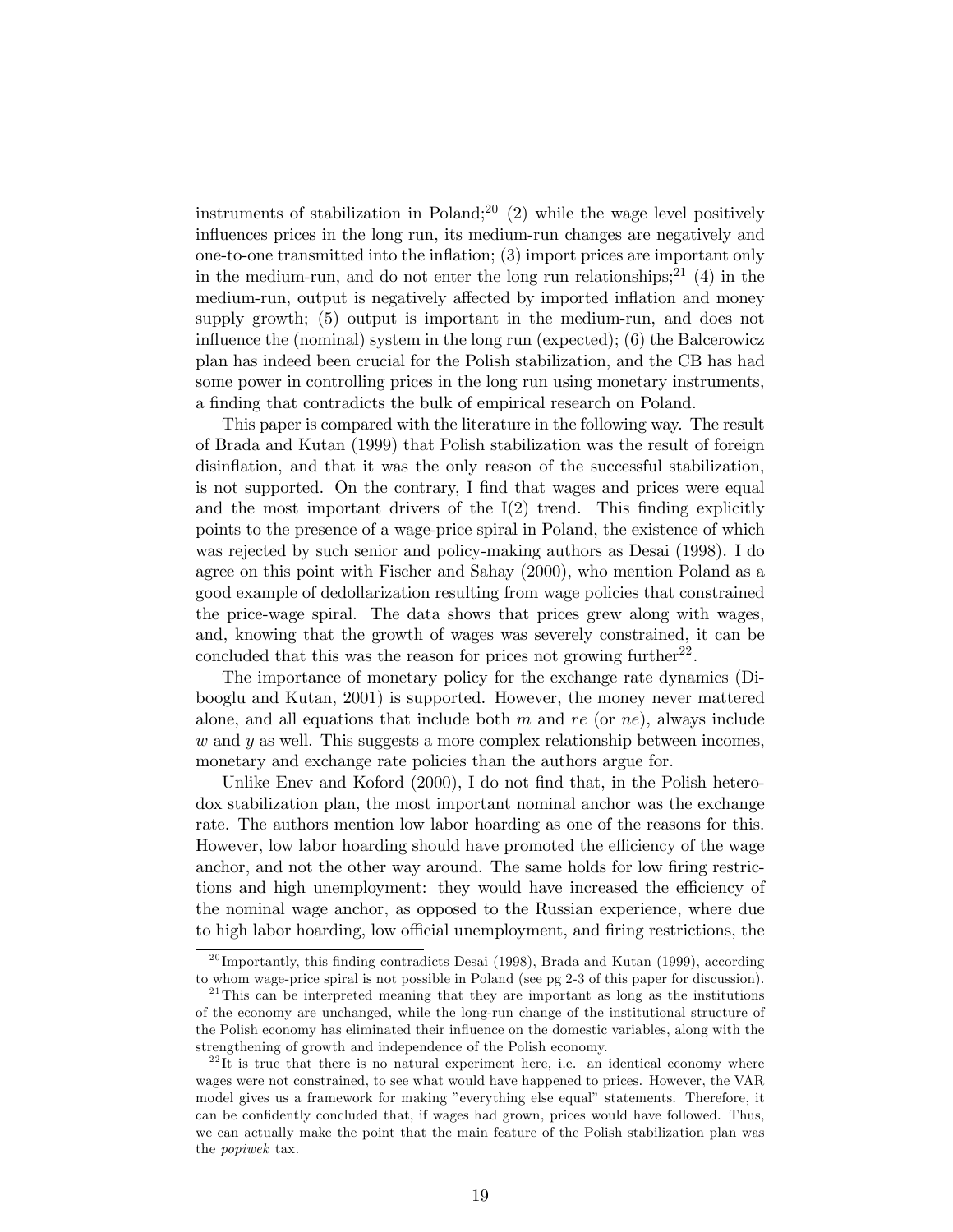instruments of stabilization in Poland;[20] (2) while the wage level positively influences prices in the long run, its medium-run changes are negatively and one-to-one transmitted into the inflation; (3) import prices are important only in the medium-run, and do not enter the long run relationships;[21] (4) in the medium-run, output is negatively affected by imported inflation and money supply growth; (5) output is important in the medium-run, and does not influence the (nominal) system in the long run (expected); (6) the Balcerowicz plan has indeed been crucial for the Polish stabilization, and the CB has had some power in controlling prices in the long run using monetary instruments, a finding that contradicts the bulk of empirical research on Poland.

This paper is compared with the literature in the following way. The result of Brada and Kutan (1999) that Polish stabilization was the result of foreign disinflation, and that it was the only reason of the successful stabilization, is not supported. On the contrary, I find that wages and prices were equal and the most important drivers of the I(2) trend. This finding explicitly points to the presence of a wage-price spiral in Poland, the existence of which was rejected by such senior and policy-making authors as Desai (1998). I do agree on this point with Fischer and Sahay (2000), who mention Poland as a good example of dedollarization resulting from wage policies that constrained the price-wage spiral. The data shows that prices grew along with wages, and, knowing that the growth of wages was severely constrained, it can be concluded that this was the reason for prices not growing further[22].

The importance of monetary policy for the exchange rate dynamics (Dibooglu and Kutan, 2001) is supported. However, the money never mattered alone, and all equations that include both $m$ and $re$ (or $ne$), always include $w$ and $y$ as well. This suggests a more complex relationship between incomes, monetary and exchange rate policies than the authors argue for.

Unlike Enev and Koford (2000), I do not find that, in the Polish heterodox stabilization plan, the most important nominal anchor was the exchange rate. The authors mention low labor hoarding as one of the reasons for this. However, low labor hoarding should have promoted the efficiency of the wage anchor, and not the other way around. The same holds for low firing restrictions and high unemployment: they would have increased the efficiency of the nominal wage anchor, as opposed to the Russian experience, where due to high labor hoarding, low official unemployment, and firing restrictions, the

[20] Importantly, this finding contradicts Desai (1998), Brada and Kutan (1999), according to whom wage-price spiral is not possible in Poland (see pg 2-3 of this paper for discussion).

[21] This can be interpreted meaning that they are important as long as the institutions of the economy are unchanged, while the long-run change of the institutional structure of the Polish economy has eliminated their influence on the domestic variables, along with the strengthening of growth and independence of the Polish economy.

[22] It is true that there is no natural experiment here, i.e. an identical economy where wages were not constrained, to see what would have happened to prices. However, the VAR model gives us a framework for making "everything else equal" statements. Therefore, it can be confidently concluded that, if wages had grown, prices would have followed. Thus, we can actually make the point that the main feature of the Polish stabilization plan was the *popiwek* tax.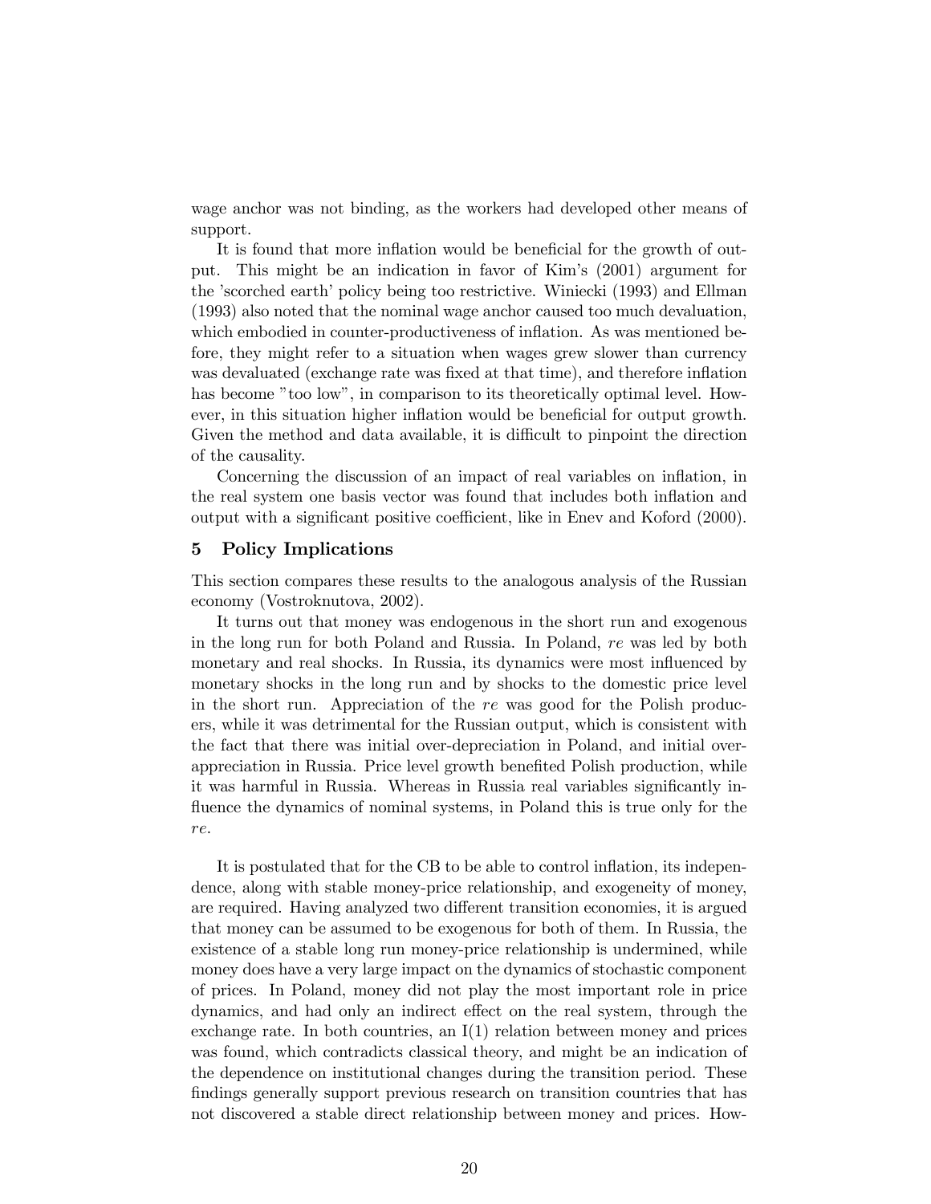wage anchor was not binding, as the workers had developed other means of support.

It is found that more inflation would be beneficial for the growth of output. This might be an indication in favor of Kim's (2001) argument for the 'scorched earth' policy being too restrictive. Winiecki (1993) and Ellman (1993) also noted that the nominal wage anchor caused too much devaluation, which embodied in counter-productiveness of inflation. As was mentioned before, they might refer to a situation when wages grew slower than currency was devaluated (exchange rate was fixed at that time), and therefore inflation has become "too low", in comparison to its theoretically optimal level. However, in this situation higher inflation would be beneficial for output growth. Given the method and data available, it is difficult to pinpoint the direction of the causality.

Concerning the discussion of an impact of real variables on inflation, in the real system one basis vector was found that includes both inflation and output with a significant positive coefficient, like in Enev and Koford (2000).

## 5 Policy Implications

This section compares these results to the analogous analysis of the Russian economy (Vostroknutova, 2002).

It turns out that money was endogenous in the short run and exogenous in the long run for both Poland and Russia. In Poland, *re* was led by both monetary and real shocks. In Russia, its dynamics were most influenced by monetary shocks in the long run and by shocks to the domestic price level in the short run. Appreciation of the *re* was good for the Polish producers, while it was detrimental for the Russian output, which is consistent with the fact that there was initial over-depreciation in Poland, and initial over-appreciation in Russia. Price level growth benefited Polish production, while it was harmful in Russia. Whereas in Russia real variables significantly influence the dynamics of nominal systems, in Poland this is true only for the *re*.

It is postulated that for the CB to be able to control inflation, its independence, along with stable money-price relationship, and exogeneity of money, are required. Having analyzed two different transition economies, it is argued that money can be assumed to be exogenous for both of them. In Russia, the existence of a stable long run money-price relationship is undermined, while money does have a very large impact on the dynamics of stochastic component of prices. In Poland, money did not play the most important role in price dynamics, and had only an indirect effect on the real system, through the exchange rate. In both countries, an I(1) relation between money and prices was found, which contradicts classical theory, and might be an indication of the dependence on institutional changes during the transition period. These findings generally support previous research on transition countries that has not discovered a stable direct relationship between money and prices. How-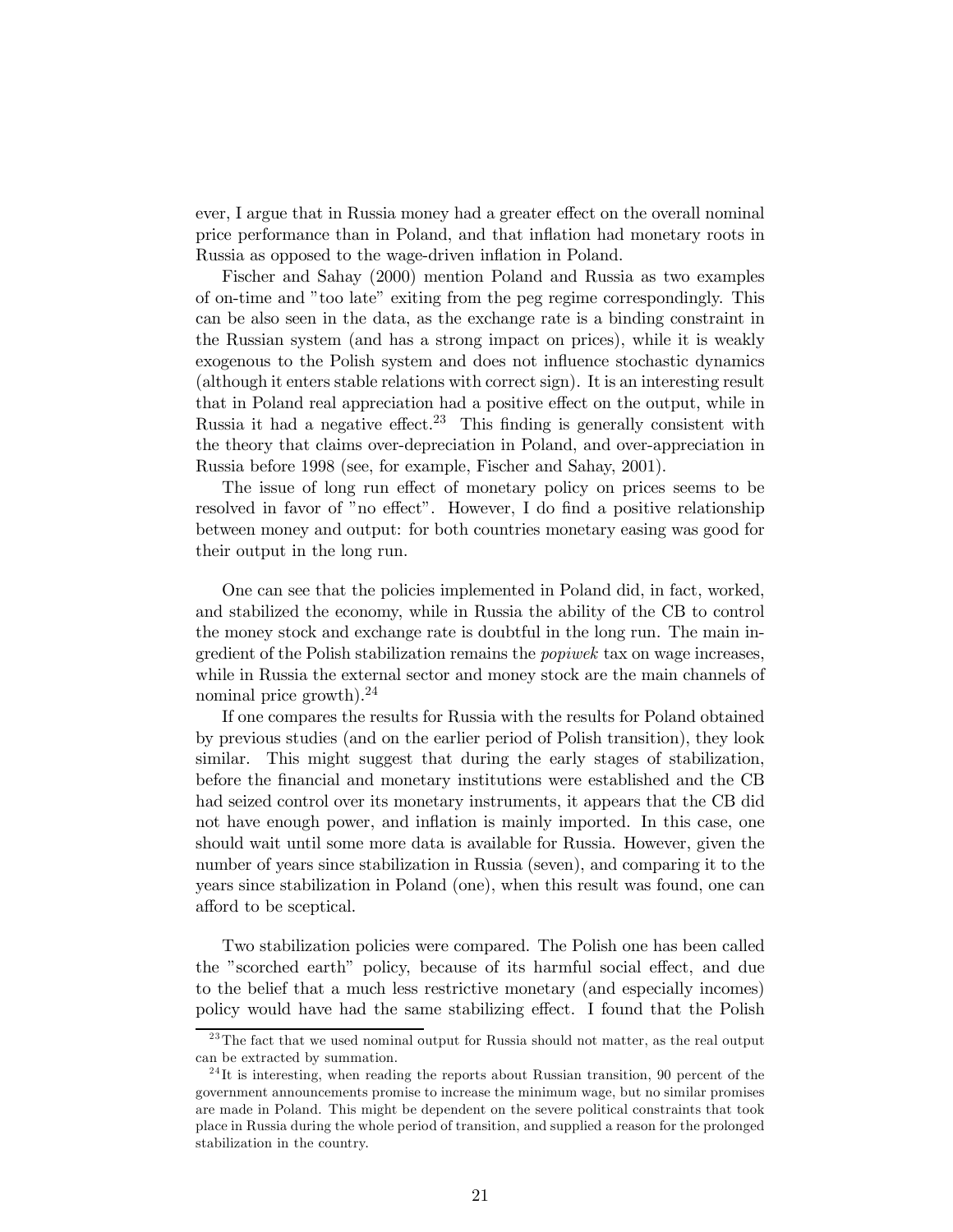ever, I argue that in Russia money had a greater effect on the overall nominal price performance than in Poland, and that inflation had monetary roots in Russia as opposed to the wage-driven inflation in Poland.

Fischer and Sahay (2000) mention Poland and Russia as two examples of on-time and "too late" exiting from the peg regime correspondingly. This can be also seen in the data, as the exchange rate is a binding constraint in the Russian system (and has a strong impact on prices), while it is weakly exogenous to the Polish system and does not influence stochastic dynamics (although it enters stable relations with correct sign). It is an interesting result that in Poland real appreciation had a positive effect on the output, while in Russia it had a negative effect.[23] This finding is generally consistent with the theory that claims over-depreciation in Poland, and over-appreciation in Russia before 1998 (see, for example, Fischer and Sahay, 2001).

The issue of long run effect of monetary policy on prices seems to be resolved in favor of "no effect". However, I do find a positive relationship between money and output: for both countries monetary easing was good for their output in the long run.

One can see that the policies implemented in Poland did, in fact, worked, and stabilized the economy, while in Russia the ability of the CB to control the money stock and exchange rate is doubtful in the long run. The main ingredient of the Polish stabilization remains the *popiwek* tax on wage increases, while in Russia the external sector and money stock are the main channels of nominal price growth).[24]

If one compares the results for Russia with the results for Poland obtained by previous studies (and on the earlier period of Polish transition), they look similar. This might suggest that during the early stages of stabilization, before the financial and monetary institutions were established and the CB had seized control over its monetary instruments, it appears that the CB did not have enough power, and inflation is mainly imported. In this case, one should wait until some more data is available for Russia. However, given the number of years since stabilization in Russia (seven), and comparing it to the years since stabilization in Poland (one), when this result was found, one can afford to be sceptical.

Two stabilization policies were compared. The Polish one has been called the "scorched earth" policy, because of its harmful social effect, and due to the belief that a much less restrictive monetary (and especially incomes) policy would have had the same stabilizing effect. I found that the Polish

[23] The fact that we used nominal output for Russia should not matter, as the real output can be extracted by summation.

[24] It is interesting, when reading the reports about Russian transition, 90 percent of the government announcements promise to increase the minimum wage, but no similar promises are made in Poland. This might be dependent on the severe political constraints that took place in Russia during the whole period of transition, and supplied a reason for the prolonged stabilization in the country.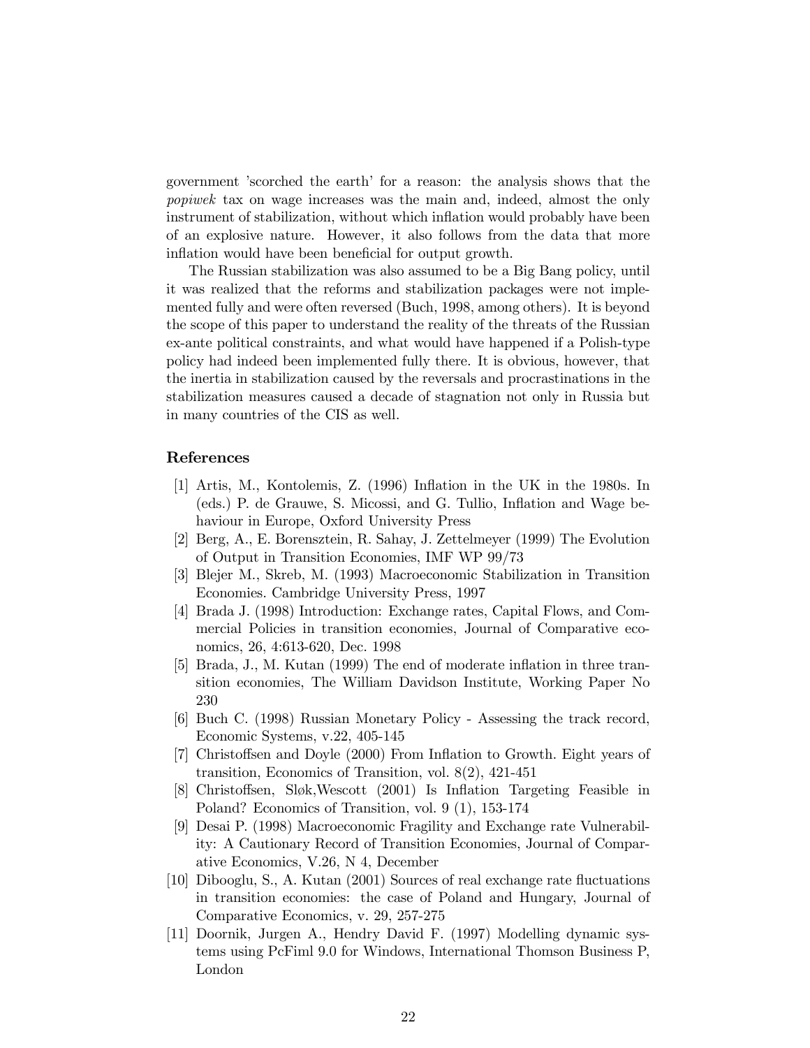government 'scorched the earth' for a reason: the analysis shows that the *popiwek* tax on wage increases was the main and, indeed, almost the only instrument of stabilization, without which inflation would probably have been of an explosive nature. However, it also follows from the data that more inflation would have been beneficial for output growth.

The Russian stabilization was also assumed to be a Big Bang policy, until it was realized that the reforms and stabilization packages were not implemented fully and were often reversed (Buch, 1998, among others). It is beyond the scope of this paper to understand the reality of the threats of the Russian ex-ante political constraints, and what would have happened if a Polish-type policy had indeed been implemented fully there. It is obvious, however, that the inertia in stabilization caused by the reversals and procrastinations in the stabilization measures caused a decade of stagnation not only in Russia but in many countries of the CIS as well.

## References

[1] Artis, M., Kontolemis, Z. (1996) Inflation in the UK in the 1980s. In (eds.) P. de Grauwe, S. Micossi, and G. Tullio, Inflation and Wage behaviour in Europe, Oxford University Press

[2] Berg, A., E. Borensztein, R. Sahay, J. Zettelmeyer (1999) The Evolution of Output in Transition Economies, IMF WP 99/73

[3] Blejer M., Skreb, M. (1993) Macroeconomic Stabilization in Transition Economies. Cambridge University Press, 1997

[4] Brada J. (1998) Introduction: Exchange rates, Capital Flows, and Commercial Policies in transition economies, Journal of Comparative economics, 26, 4:613-620, Dec. 1998

[5] Brada, J., M. Kutan (1999) The end of moderate inflation in three transition economies, The William Davidson Institute, Working Paper No 230

[6] Buch C. (1998) Russian Monetary Policy - Assessing the track record, Economic Systems, v.22, 405-145

[7] Christoffsen and Doyle (2000) From Inflation to Growth. Eight years of transition, Economics of Transition, vol. 8(2), 421-451

[8] Christoffsen, Sløk,Wescott (2001) Is Inflation Targeting Feasible in Poland? Economics of Transition, vol. 9 (1), 153-174

[9] Desai P. (1998) Macroeconomic Fragility and Exchange rate Vulnerability: A Cautionary Record of Transition Economies, Journal of Comparative Economics, V.26, N 4, December

[10] Dibooglu, S., A. Kutan (2001) Sources of real exchange rate fluctuations in transition economies: the case of Poland and Hungary, Journal of Comparative Economics, v. 29, 257-275

[11] Doornik, Jurgen A., Hendry David F. (1997) Modelling dynamic systems using PcFiml 9.0 for Windows, International Thomson Business P, London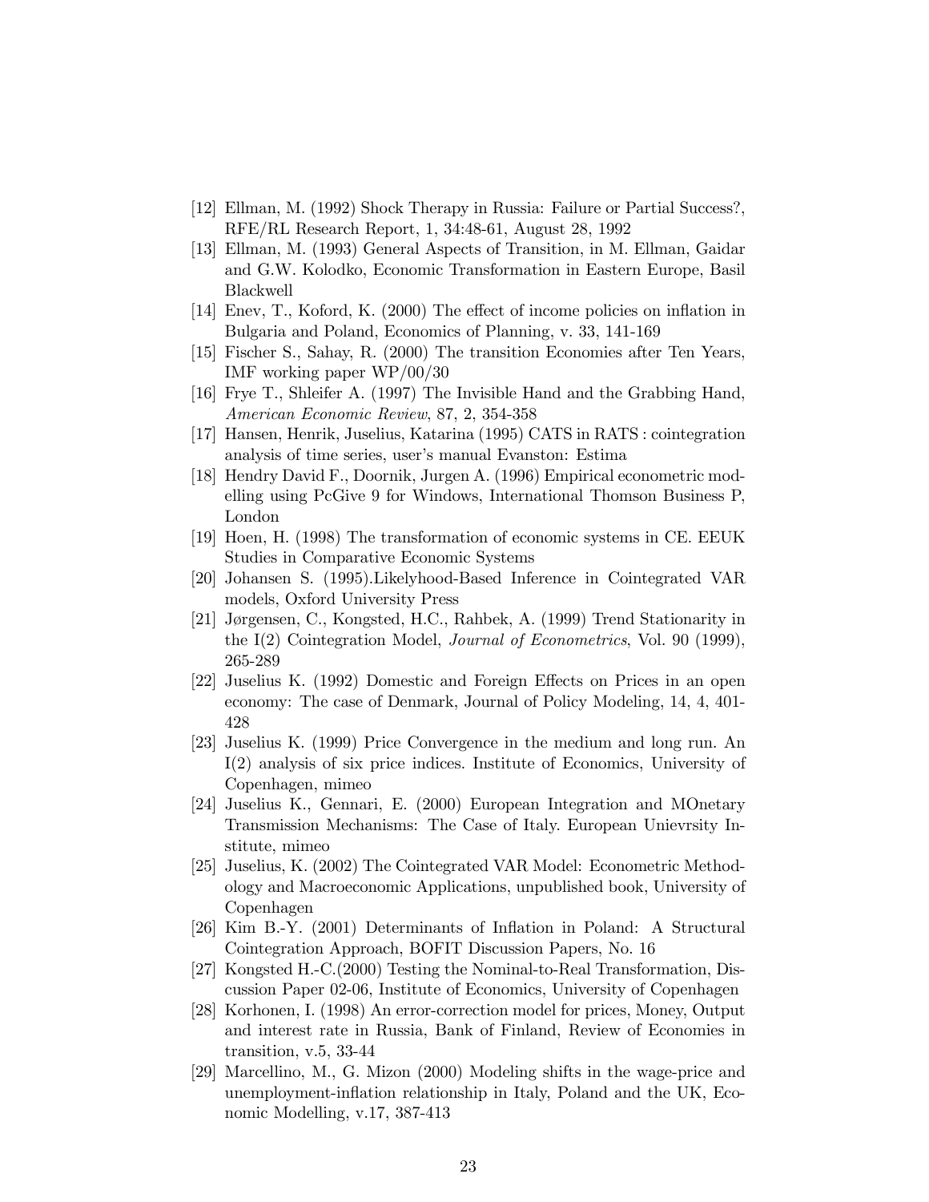[12] Ellman, M. (1992) Shock Therapy in Russia: Failure or Partial Success?, RFE/RL Research Report, 1, 34:48-61, August 28, 1992

[13] Ellman, M. (1993) General Aspects of Transition, in M. Ellman, Gaidar and G.W. Kolodko, Economic Transformation in Eastern Europe, Basil Blackwell

[14] Enev, T., Koford, K. (2000) The effect of income policies on inflation in Bulgaria and Poland, Economics of Planning, v. 33, 141-169

[15] Fischer S., Sahay, R. (2000) The transition Economies after Ten Years, IMF working paper WP/00/30

[16] Frye T., Shleifer A. (1997) The Invisible Hand and the Grabbing Hand, *American Economic Review*, 87, 2, 354-358

[17] Hansen, Henrik, Juselius, Katarina (1995) CATS in RATS : cointegration analysis of time series, user's manual Evanston: Estima

[18] Hendry David F., Doornik, Jurgen A. (1996) Empirical econometric modelling using PcGive 9 for Windows, International Thomson Business P, London

[19] Hoen, H. (1998) The transformation of economic systems in CE. EEUK Studies in Comparative Economic Systems

[20] Johansen S. (1995).Likelyhood-Based Inference in Cointegrated VAR models, Oxford University Press

[21] Jørgensen, C., Kongsted, H.C., Rahbek, A. (1999) Trend Stationarity in the I(2) Cointegration Model, *Journal of Econometrics*, Vol. 90 (1999), 265-289

[22] Juselius K. (1992) Domestic and Foreign Effects on Prices in an open economy: The case of Denmark, Journal of Policy Modeling, 14, 4, 401-428

[23] Juselius K. (1999) Price Convergence in the medium and long run. An I(2) analysis of six price indices. Institute of Economics, University of Copenhagen, mimeo

[24] Juselius K., Gennari, E. (2000) European Integration and MOnetary Transmission Mechanisms: The Case of Italy. European Unievrsity Institute, mimeo

[25] Juselius, K. (2002) The Cointegrated VAR Model: Econometric Methodology and Macroeconomic Applications, unpublished book, University of Copenhagen

[26] Kim B.-Y. (2001) Determinants of Inflation in Poland: A Structural Cointegration Approach, BOFIT Discussion Papers, No. 16

[27] Kongsted H.-C.(2000) Testing the Nominal-to-Real Transformation, Discussion Paper 02-06, Institute of Economics, University of Copenhagen

[28] Korhonen, I. (1998) An error-correction model for prices, Money, Output and interest rate in Russia, Bank of Finland, Review of Economies in transition, v.5, 33-44

[29] Marcellino, M., G. Mizon (2000) Modeling shifts in the wage-price and unemployment-inflation relationship in Italy, Poland and the UK, Economic Modelling, v.17, 387-413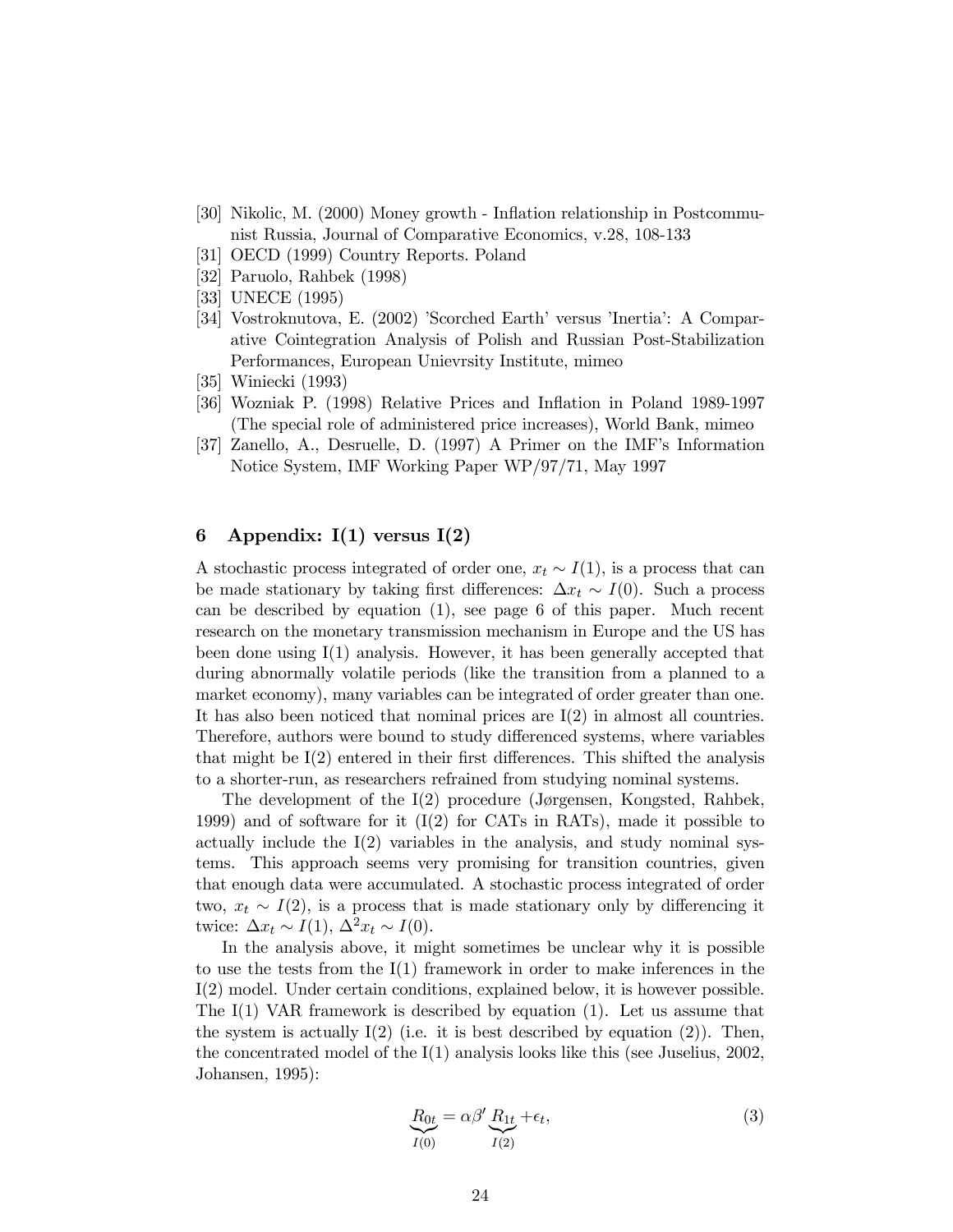[30] Nikolic, M. (2000) Money growth - Inflation relationship in Postcommunist Russia, Journal of Comparative Economics, v.28, 108-133

[31] OECD (1999) Country Reports. Poland

[32] Paruolo, Rahbek (1998)

[33] UNECE (1995)

[34] Vostroknutova, E. (2002) 'Scorched Earth' versus 'Inertia': A Comparative Cointegration Analysis of Polish and Russian Post-Stabilization Performances, European Unievrsity Institute, mimeo

[35] Winiecki (1993)

[36] Wozniak P. (1998) Relative Prices and Inflation in Poland 1989-1997 (The special role of administered price increases), World Bank, mimeo

[37] Zanello, A., Desruelle, D. (1997) A Primer on the IMF's Information Notice System, IMF Working Paper WP/97/71, May 1997

## 6 Appendix: I(1) versus I(2)

A stochastic process integrated of order one, $x_t \sim I(1)$, is a process that can be made stationary by taking first differences: $\Delta x_t \sim I(0)$. Such a process can be described by equation (1), see page 6 of this paper. Much recent research on the monetary transmission mechanism in Europe and the US has been done using I(1) analysis. However, it has been generally accepted that during abnormally volatile periods (like the transition from a planned to a market economy), many variables can be integrated of order greater than one. It has also been noticed that nominal prices are I(2) in almost all countries. Therefore, authors were bound to study differenced systems, where variables that might be I(2) entered in their first differences. This shifted the analysis to a shorter-run, as researchers refrained from studying nominal systems.

The development of the I(2) procedure (Jørgensen, Kongsted, Rahbek, 1999) and of software for it (I(2) for CATs in RATs), made it possible to actually include the I(2) variables in the analysis, and study nominal systems. This approach seems very promising for transition countries, given that enough data were accumulated. A stochastic process integrated of order two, $x_t \sim I(2)$, is a process that is made stationary only by differencing it twice: $\Delta x_t \sim I(1)$, $\Delta^2 x_t \sim I(0)$.

In the analysis above, it might sometimes be unclear why it is possible to use the tests from the I(1) framework in order to make inferences in the I(2) model. Under certain conditions, explained below, it is however possible. The I(1) VAR framework is described by equation (1). Let us assume that the system is actually I(2) (i.e. it is best described by equation (2)). Then, the concentrated model of the I(1) analysis looks like this (see Juselius, 2002, Johansen, 1995):

$$\underbrace{R_{0t}}_{I(0)} = \alpha\beta' \underbrace{R_{1t}}_{I(2)} + \epsilon_t, \tag{3}$$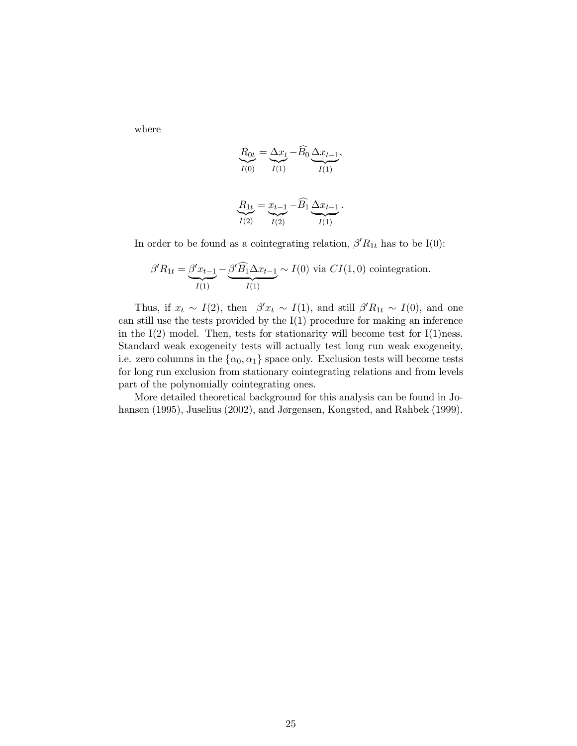where

$$\underbrace{R_{0t}}_{I(0)} = \underbrace{\Delta x_t}_{I(1)} - \widehat{B_0} \underbrace{\Delta x_{t-1}}_{I(1)},$$

$$\underbrace{R_{1t}}_{I(2)} = \underbrace{x_{t-1}}_{I(2)} - \widehat{B_1} \underbrace{\Delta x_{t-1}}_{I(1)}.$$

In order to be found as a cointegrating relation, $\beta' R_{1t}$ has to be I(0):

$$\beta' R_{1t} = \underbrace{\beta' x_{t-1}}_{I(1)} - \underbrace{\beta' \widehat{B_1} \Delta x_{t-1}}_{I(1)} \sim I(0) \text{ via } CI(1,0) \text{ cointegration.}$$

Thus, if $x_t \sim I(2)$, then $\beta' x_t \sim I(1)$, and still $\beta' R_{1t} \sim I(0)$, and one can still use the tests provided by the I(1) procedure for making an inference in the I(2) model. Then, tests for stationarity will become test for I(1)ness. Standard weak exogeneity tests will actually test long run weak exogeneity, i.e. zero columns in the $\{\alpha_0, \alpha_1\}$ space only. Exclusion tests will become tests for long run exclusion from stationary cointegrating relations and from levels part of the polynomially cointegrating ones.

More detailed theoretical background for this analysis can be found in Johansen (1995), Juselius (2002), and Jørgensen, Kongsted, and Rahbek (1999).